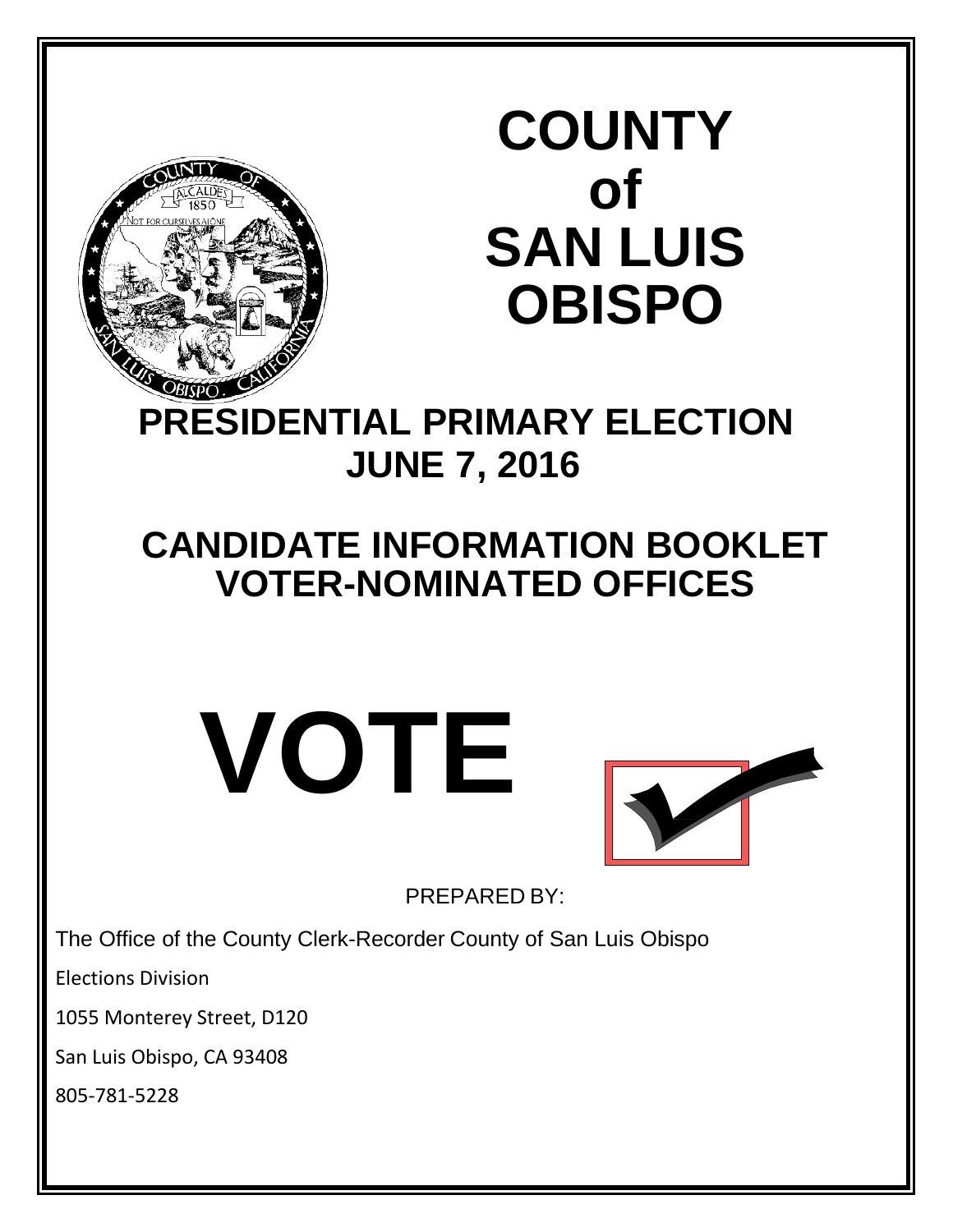# COUNTY of SAN LUIS OBISPO

# PRESIDENTIAL PRIMARY ELECTION

## JUNE 7, 2016

# CANDIDATE INFORMATION BOOKLET

# VOTER-NOMINATED OFFICES

# VOTE

PREPARED BY:

The Office of the County Clerk-Recorder County of San Luis Obispo

Elections Division

1055 Monterey Street, D120

San Luis Obispo, CA 93408

805-781-5228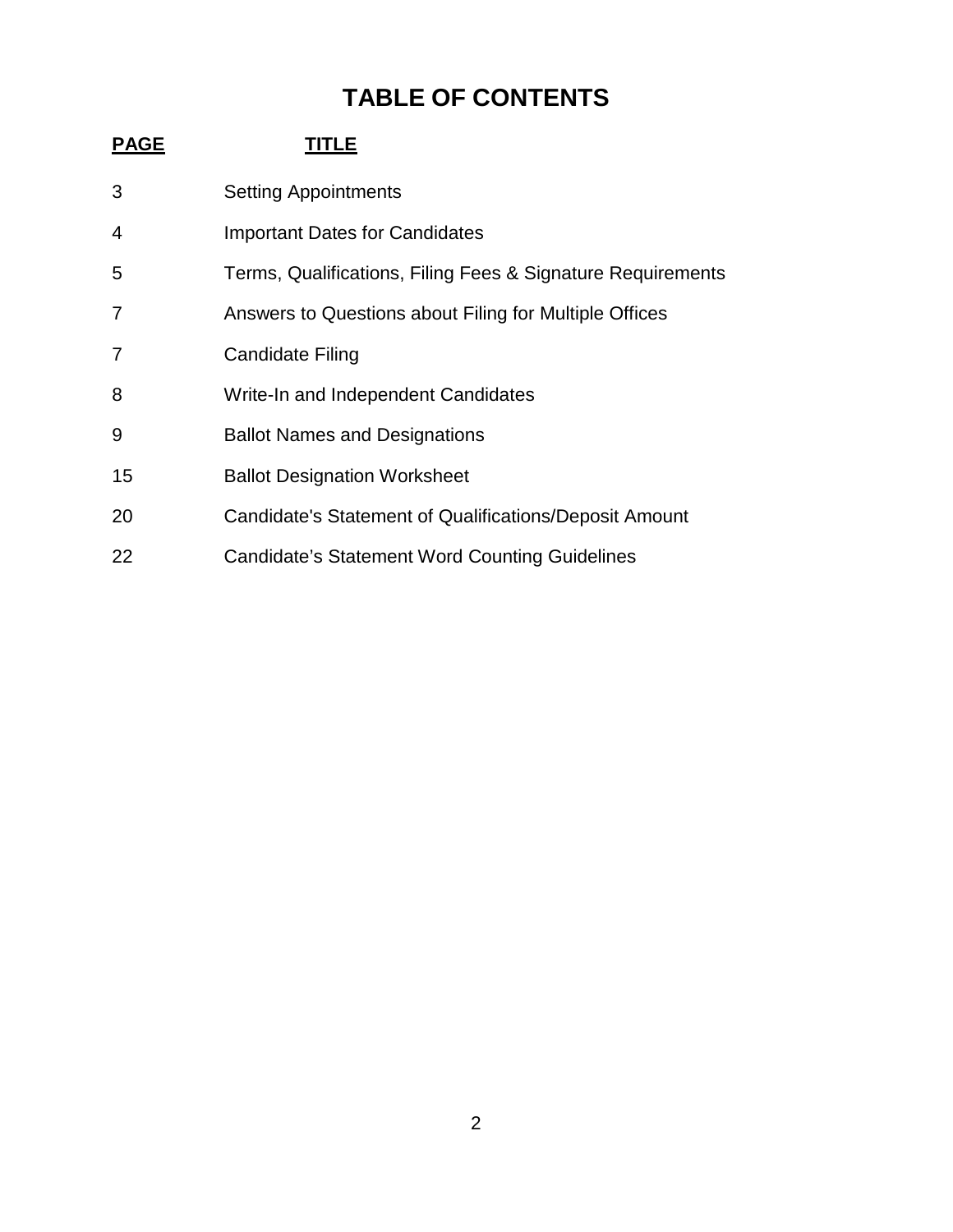# TABLE OF CONTENTS

| PAGE | TITLE |
|---|---|
| 3 | Setting Appointments |
| 4 | Important Dates for Candidates |
| 5 | Terms, Qualifications, Filing Fees & Signature Requirements |
| 7 | Answers to Questions about Filing for Multiple Offices |
| 7 | Candidate Filing |
| 8 | Write-In and Independent Candidates |
| 9 | Ballot Names and Designations |
| 15 | Ballot Designation Worksheet |
| 20 | Candidate's Statement of Qualifications/Deposit Amount |
| 22 | Candidate’s Statement Word Counting Guidelines |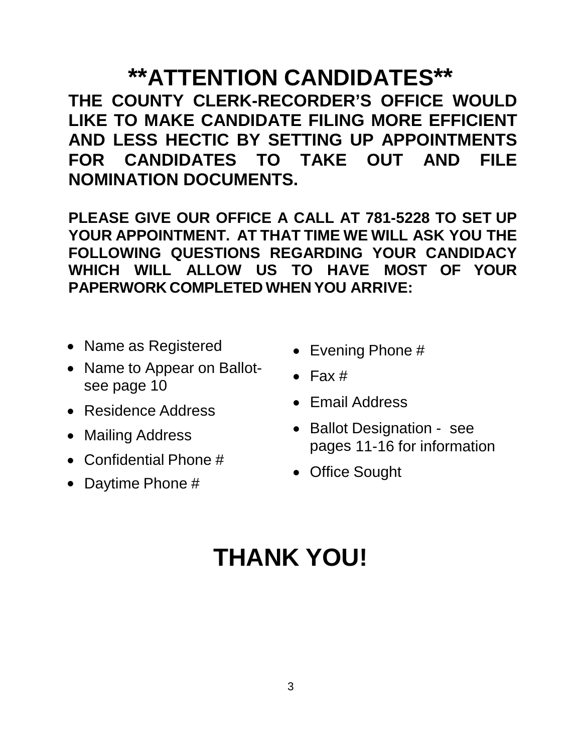# \*\*ATTENTION CANDIDATES\*\*

**THE COUNTY CLERK-RECORDER'S OFFICE WOULD LIKE TO MAKE CANDIDATE FILING MORE EFFICIENT AND LESS HECTIC BY SETTING UP APPOINTMENTS FOR CANDIDATES TO TAKE OUT AND FILE NOMINATION DOCUMENTS.**

**PLEASE GIVE OUR OFFICE A CALL AT 781-5228 TO SET UP YOUR APPOINTMENT. AT THAT TIME WE WILL ASK YOU THE FOLLOWING QUESTIONS REGARDING YOUR CANDIDACY WHICH WILL ALLOW US TO HAVE MOST OF YOUR PAPERWORK COMPLETED WHEN YOU ARRIVE:**

- Name as Registered
- Name to Appear on Ballot- see page 10
- Residence Address
- Mailing Address
- Confidential Phone #
- Daytime Phone #
- Evening Phone #
- Fax #
- Email Address
- Ballot Designation - see pages 11-16 for information
- Office Sought

# THANK YOU!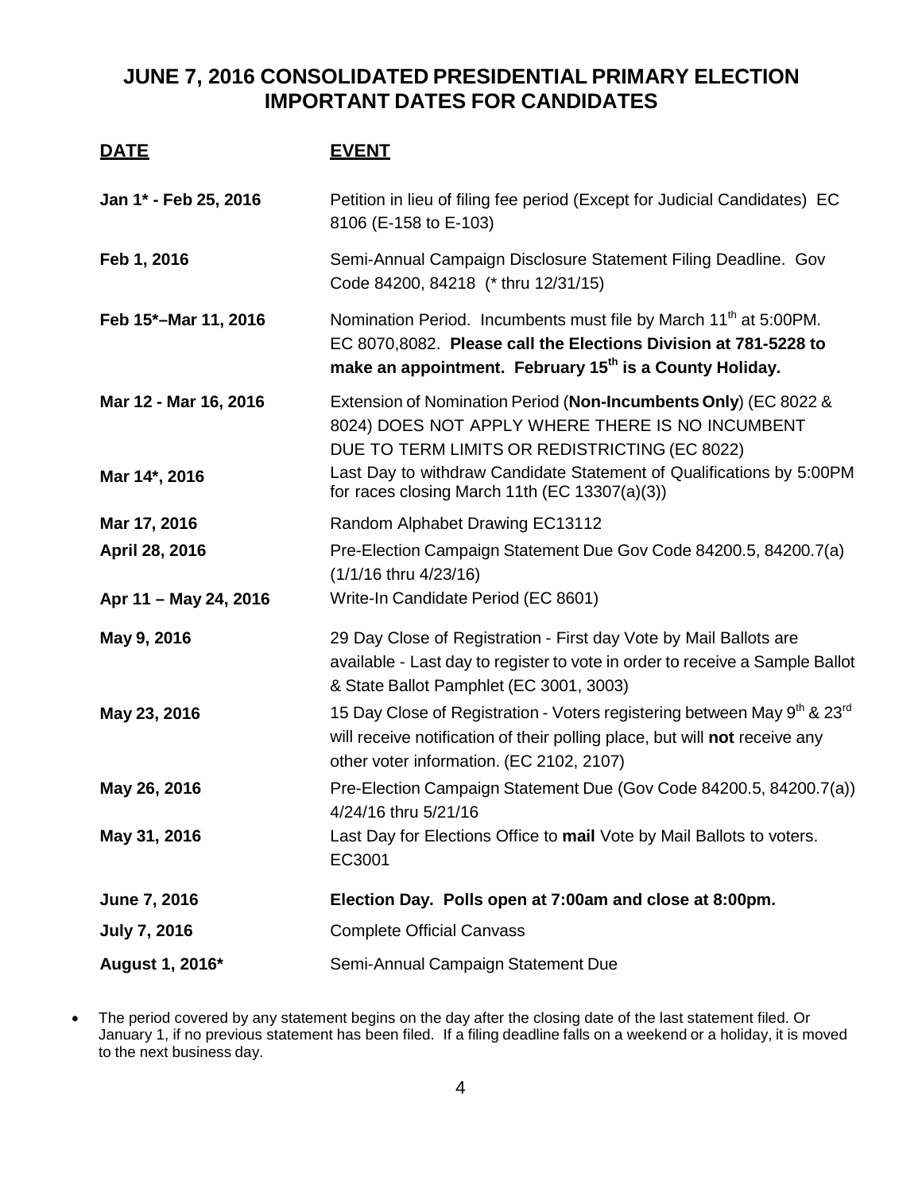# JUNE 7, 2016 CONSOLIDATED PRESIDENTIAL PRIMARY ELECTION IMPORTANT DATES FOR CANDIDATES

| DATE | EVENT |
|---|---|
| **Jan 1* - Feb 25, 2016** | Petition in lieu of filing fee period (Except for Judicial Candidates) EC 8106 (E-158 to E-103) |
| **Feb 1, 2016** | Semi-Annual Campaign Disclosure Statement Filing Deadline. Gov Code 84200, 84218 (* thru 12/31/15) |
| **Feb 15*–Mar 11, 2016** | Nomination Period. Incumbents must file by March 11th at 5:00PM. EC 8070,8082. **Please call the Elections Division at 781-5228 to make an appointment. February 15th is a County Holiday.** |
| **Mar 12 - Mar 16, 2016** | Extension of Nomination Period (**Non-Incumbents Only**) (EC 8022 & 8024) DOES NOT APPLY WHERE THERE IS NO INCUMBENT DUE TO TERM LIMITS OR REDISTRICTING (EC 8022) |
| **Mar 14*, 2016** | Last Day to withdraw Candidate Statement of Qualifications by 5:00PM for races closing March 11th (EC 13307(a)(3)) |
| **Mar 17, 2016** | Random Alphabet Drawing EC13112 |
| **April 28, 2016** | Pre-Election Campaign Statement Due Gov Code 84200.5, 84200.7(a) (1/1/16 thru 4/23/16) |
| **Apr 11 – May 24, 2016** | Write-In Candidate Period (EC 8601) |
| **May 9, 2016** | 29 Day Close of Registration - First day Vote by Mail Ballots are available - Last day to register to vote in order to receive a Sample Ballot & State Ballot Pamphlet (EC 3001, 3003) |
| **May 23, 2016** | 15 Day Close of Registration - Voters registering between May 9th & 23rd will receive notification of their polling place, but will **not** receive any other voter information. (EC 2102, 2107) |
| **May 26, 2016** | Pre-Election Campaign Statement Due (Gov Code 84200.5, 84200.7(a)) 4/24/16 thru 5/21/16 |
| **May 31, 2016** | Last Day for Elections Office to **mail** Vote by Mail Ballots to voters. EC3001 |
| **June 7, 2016** | **Election Day. Polls open at 7:00am and close at 8:00pm.** |
| **July 7, 2016** | Complete Official Canvass |
| **August 1, 2016*** | Semi-Annual Campaign Statement Due |

- The period covered by any statement begins on the day after the closing date of the last statement filed. Or January 1, if no previous statement has been filed. If a filing deadline falls on a weekend or a holiday, it is moved to the next business day.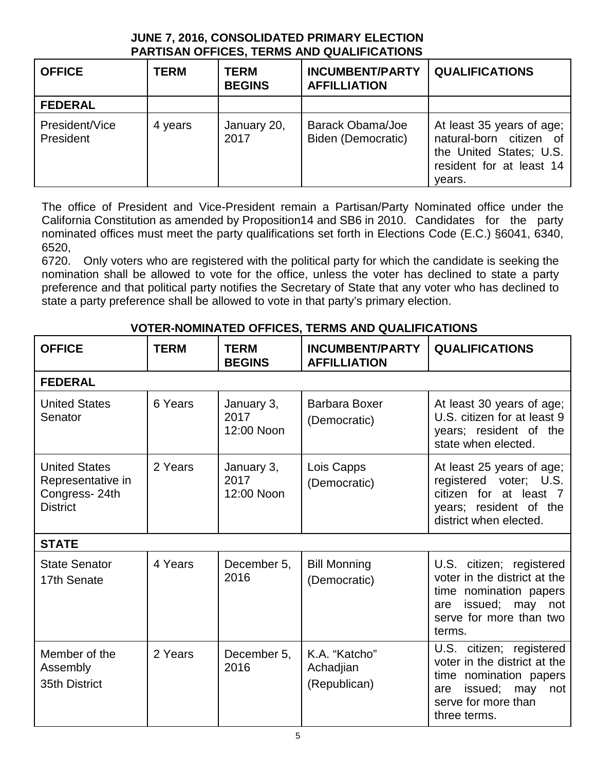## JUNE 7, 2016, CONSOLIDATED PRIMARY ELECTION
## PARTISAN OFFICES, TERMS AND QUALIFICATIONS

| OFFICE | TERM | TERM BEGINS | INCUMBENT/PARTY AFFILLIATION | QUALIFICATIONS |
|---|---|---|---|---|
| **FEDERAL** | | | | |
| President/Vice President | 4 years | January 20, 2017 | Barack Obama/Joe Biden (Democratic) | At least 35 years of age; natural-born citizen of the United States; U.S. resident for at least 14 years. |

The office of President and Vice-President remain a Partisan/Party Nominated office under the California Constitution as amended by Proposition14 and SB6 in 2010. Candidates for the party nominated offices must meet the party qualifications set forth in Elections Code (E.C.) §6041, 6340, 6520, 6720. Only voters who are registered with the political party for which the candidate is seeking the nomination shall be allowed to vote for the office, unless the voter has declined to state a party preference and that political party notifies the Secretary of State that any voter who has declined to state a party preference shall be allowed to vote in that party's primary election.

## VOTER-NOMINATED OFFICES, TERMS AND QUALIFICATIONS

| OFFICE | TERM | TERM BEGINS | INCUMBENT/PARTY AFFILLIATION | QUALIFICATIONS |
|---|---|---|---|---|
| **FEDERAL** | | | | |
| United States Senator | 6 Years | January 3, 2017 12:00 Noon | Barbara Boxer (Democratic) | At least 30 years of age; U.S. citizen for at least 9 years; resident of the state when elected. |
| United States Representative in Congress- 24th District | 2 Years | January 3, 2017 12:00 Noon | Lois Capps (Democratic) | At least 25 years of age; registered voter; U.S. citizen for at least 7 years; resident of the district when elected. |
| **STATE** | | | | |
| State Senator 17th Senate | 4 Years | December 5, 2016 | Bill Monning (Democratic) | U.S. citizen; registered voter in the district at the time nomination papers are issued; may not serve for more than two terms. |
| Member of the Assembly 35th District | 2 Years | December 5, 2016 | K.A. "Katcho" Achadjian (Republican) | U.S. citizen; registered voter in the district at the time nomination papers are issued; may not serve for more than three terms. |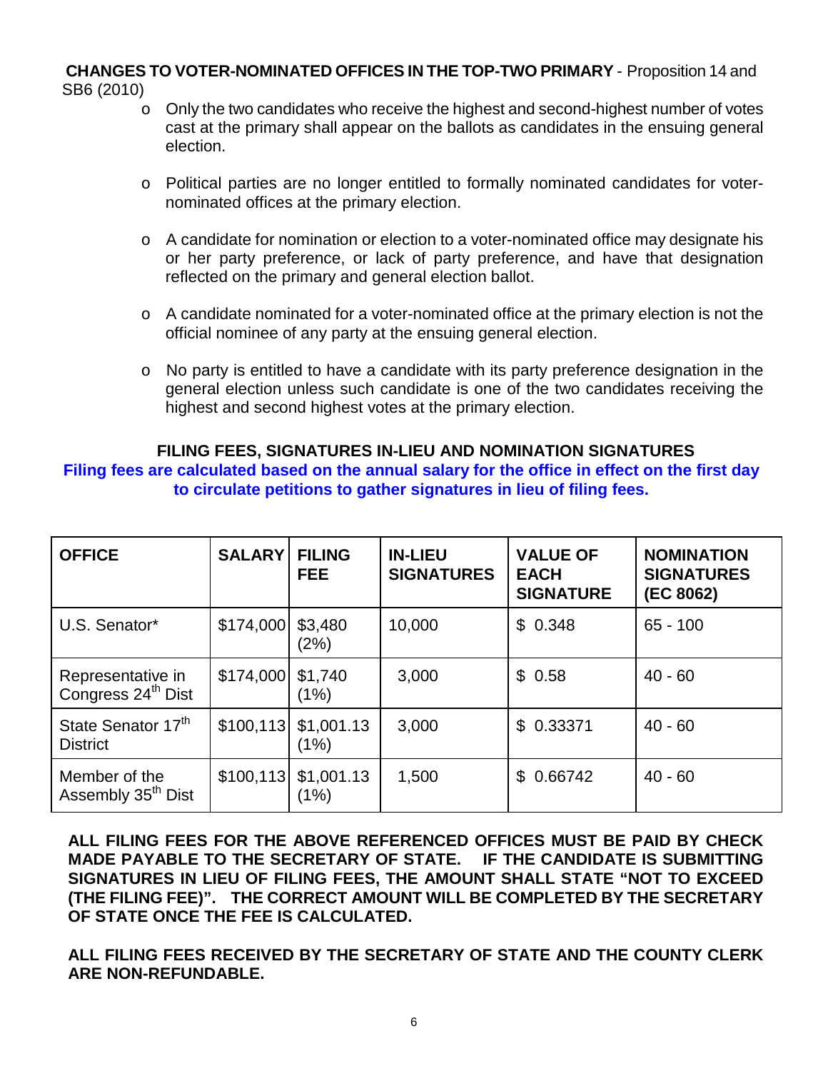**CHANGES TO VOTER-NOMINATED OFFICES IN THE TOP-TWO PRIMARY** - Proposition 14 and SB6 (2010)

- Only the two candidates who receive the highest and second-highest number of votes cast at the primary shall appear on the ballots as candidates in the ensuing general election.
- Political parties are no longer entitled to formally nominated candidates for voter-nominated offices at the primary election.
- A candidate for nomination or election to a voter-nominated office may designate his or her party preference, or lack of party preference, and have that designation reflected on the primary and general election ballot.
- A candidate nominated for a voter-nominated office at the primary election is not the official nominee of any party at the ensuing general election.
- No party is entitled to have a candidate with its party preference designation in the general election unless such candidate is one of the two candidates receiving the highest and second highest votes at the primary election.

## FILING FEES, SIGNATURES IN-LIEU AND NOMINATION SIGNATURES

**Filing fees are calculated based on the annual salary for the office in effect on the first day to circulate petitions to gather signatures in lieu of filing fees.**

| OFFICE | SALARY | FILING FEE | IN-LIEU SIGNATURES | VALUE OF EACH SIGNATURE | NOMINATION SIGNATURES (EC 8062) |
|---|---|---|---|---|---|
| U.S. Senator* | $174,000 | $3,480 (2%) | 10,000 | $ 0.348 | 65 - 100 |
| Representative in Congress 24th Dist | $174,000 | $1,740 (1%) | 3,000 | $ 0.58 | 40 - 60 |
| State Senator 17th District | $100,113 | $1,001.13 (1%) | 3,000 | $ 0.33371 | 40 - 60 |
| Member of the Assembly 35th Dist | $100,113 | $1,001.13 (1%) | 1,500 | $ 0.66742 | 40 - 60 |

**ALL FILING FEES FOR THE ABOVE REFERENCED OFFICES MUST BE PAID BY CHECK MADE PAYABLE TO THE SECRETARY OF STATE. IF THE CANDIDATE IS SUBMITTING SIGNATURES IN LIEU OF FILING FEES, THE AMOUNT SHALL STATE "NOT TO EXCEED (THE FILING FEE)". THE CORRECT AMOUNT WILL BE COMPLETED BY THE SECRETARY OF STATE ONCE THE FEE IS CALCULATED.**

**ALL FILING FEES RECEIVED BY THE SECRETARY OF STATE AND THE COUNTY CLERK ARE NON-REFUNDABLE.**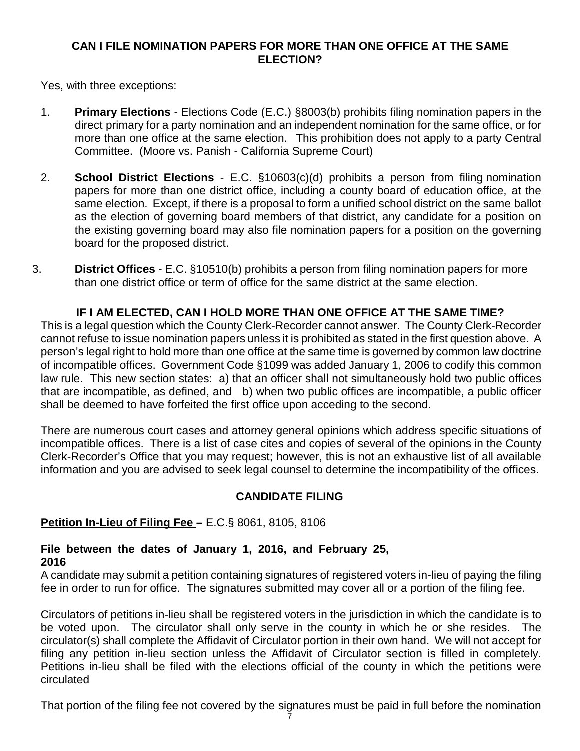## CAN I FILE NOMINATION PAPERS FOR MORE THAN ONE OFFICE AT THE SAME ELECTION?

Yes, with three exceptions:

1. **Primary Elections** - Elections Code (E.C.) §8003(b) prohibits filing nomination papers in the direct primary for a party nomination and an independent nomination for the same office, or for more than one office at the same election. This prohibition does not apply to a party Central Committee. (Moore vs. Panish - California Supreme Court)

2. **School District Elections** - E.C. §10603(c)(d) prohibits a person from filing nomination papers for more than one district office, including a county board of education office, at the same election. Except, if there is a proposal to form a unified school district on the same ballot as the election of governing board members of that district, any candidate for a position on the existing governing board may also file nomination papers for a position on the governing board for the proposed district.

3. **District Offices** - E.C. §10510(b) prohibits a person from filing nomination papers for more than one district office or term of office for the same district at the same election.

## IF I AM ELECTED, CAN I HOLD MORE THAN ONE OFFICE AT THE SAME TIME?

This is a legal question which the County Clerk-Recorder cannot answer. The County Clerk-Recorder cannot refuse to issue nomination papers unless it is prohibited as stated in the first question above. A person's legal right to hold more than one office at the same time is governed by common law doctrine of incompatible offices. Government Code §1099 was added January 1, 2006 to codify this common law rule. This new section states: a) that an officer shall not simultaneously hold two public offices that are incompatible, as defined, and b) when two public offices are incompatible, a public officer shall be deemed to have forfeited the first office upon acceding to the second.

There are numerous court cases and attorney general opinions which address specific situations of incompatible offices. There is a list of case cites and copies of several of the opinions in the County Clerk-Recorder's Office that you may request; however, this is not an exhaustive list of all available information and you are advised to seek legal counsel to determine the incompatibility of the offices.

## CANDIDATE FILING

**Petition In-Lieu of Filing Fee –** E.C.§ 8061, 8105, 8106

### File between the dates of January 1, 2016, and February 25, 2016

A candidate may submit a petition containing signatures of registered voters in-lieu of paying the filing fee in order to run for office. The signatures submitted may cover all or a portion of the filing fee.

Circulators of petitions in-lieu shall be registered voters in the jurisdiction in which the candidate is to be voted upon. The circulator shall only serve in the county in which he or she resides. The circulator(s) shall complete the Affidavit of Circulator portion in their own hand. We will not accept for filing any petition in-lieu section unless the Affidavit of Circulator section is filled in completely. Petitions in-lieu shall be filed with the elections official of the county in which the petitions were circulated

That portion of the filing fee not covered by the signatures must be paid in full before the nomination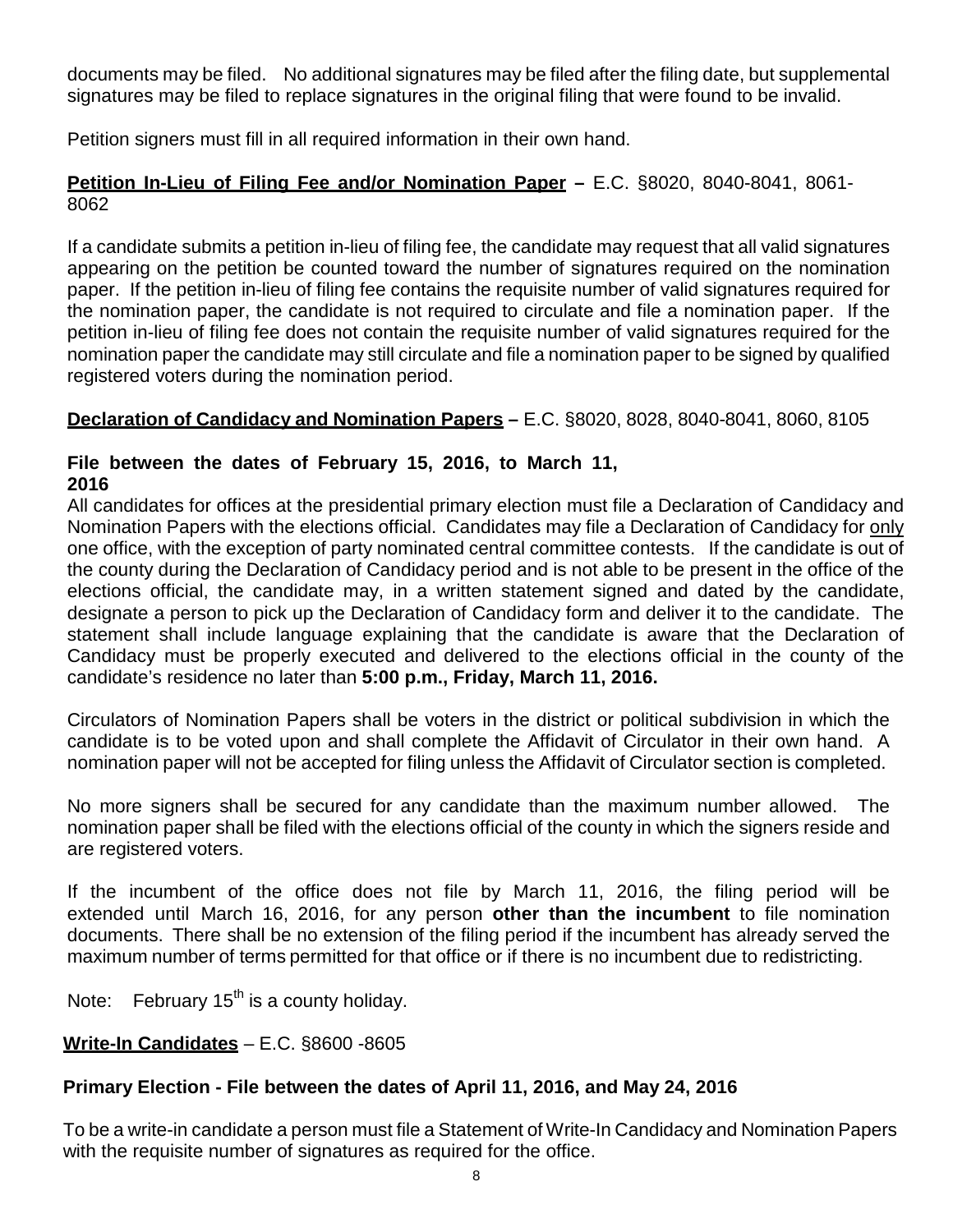documents may be filed. No additional signatures may be filed after the filing date, but supplemental signatures may be filed to replace signatures in the original filing that were found to be invalid.

Petition signers must fill in all required information in their own hand.

**Petition In-Lieu of Filing Fee and/or Nomination Paper** – E.C. §8020, 8040-8041, 8061-8062

If a candidate submits a petition in-lieu of filing fee, the candidate may request that all valid signatures appearing on the petition be counted toward the number of signatures required on the nomination paper. If the petition in-lieu of filing fee contains the requisite number of valid signatures required for the nomination paper, the candidate is not required to circulate and file a nomination paper. If the petition in-lieu of filing fee does not contain the requisite number of valid signatures required for the nomination paper the candidate may still circulate and file a nomination paper to be signed by qualified registered voters during the nomination period.

**Declaration of Candidacy and Nomination Papers** – E.C. §8020, 8028, 8040-8041, 8060, 8105

**File between the dates of February 15, 2016, to March 11, 2016**

All candidates for offices at the presidential primary election must file a Declaration of Candidacy and Nomination Papers with the elections official. Candidates may file a Declaration of Candidacy for only one office, with the exception of party nominated central committee contests. If the candidate is out of the county during the Declaration of Candidacy period and is not able to be present in the office of the elections official, the candidate may, in a written statement signed and dated by the candidate, designate a person to pick up the Declaration of Candidacy form and deliver it to the candidate. The statement shall include language explaining that the candidate is aware that the Declaration of Candidacy must be properly executed and delivered to the elections official in the county of the candidate's residence no later than **5:00 p.m., Friday, March 11, 2016.**

Circulators of Nomination Papers shall be voters in the district or political subdivision in which the candidate is to be voted upon and shall complete the Affidavit of Circulator in their own hand. A nomination paper will not be accepted for filing unless the Affidavit of Circulator section is completed.

No more signers shall be secured for any candidate than the maximum number allowed. The nomination paper shall be filed with the elections official of the county in which the signers reside and are registered voters.

If the incumbent of the office does not file by March 11, 2016, the filing period will be extended until March 16, 2016, for any person **other than the incumbent** to file nomination documents. There shall be no extension of the filing period if the incumbent has already served the maximum number of terms permitted for that office or if there is no incumbent due to redistricting.

Note: February 15th is a county holiday.

**Write-In Candidates** – E.C. §8600 -8605

**Primary Election - File between the dates of April 11, 2016, and May 24, 2016**

To be a write-in candidate a person must file a Statement of Write-In Candidacy and Nomination Papers with the requisite number of signatures as required for the office.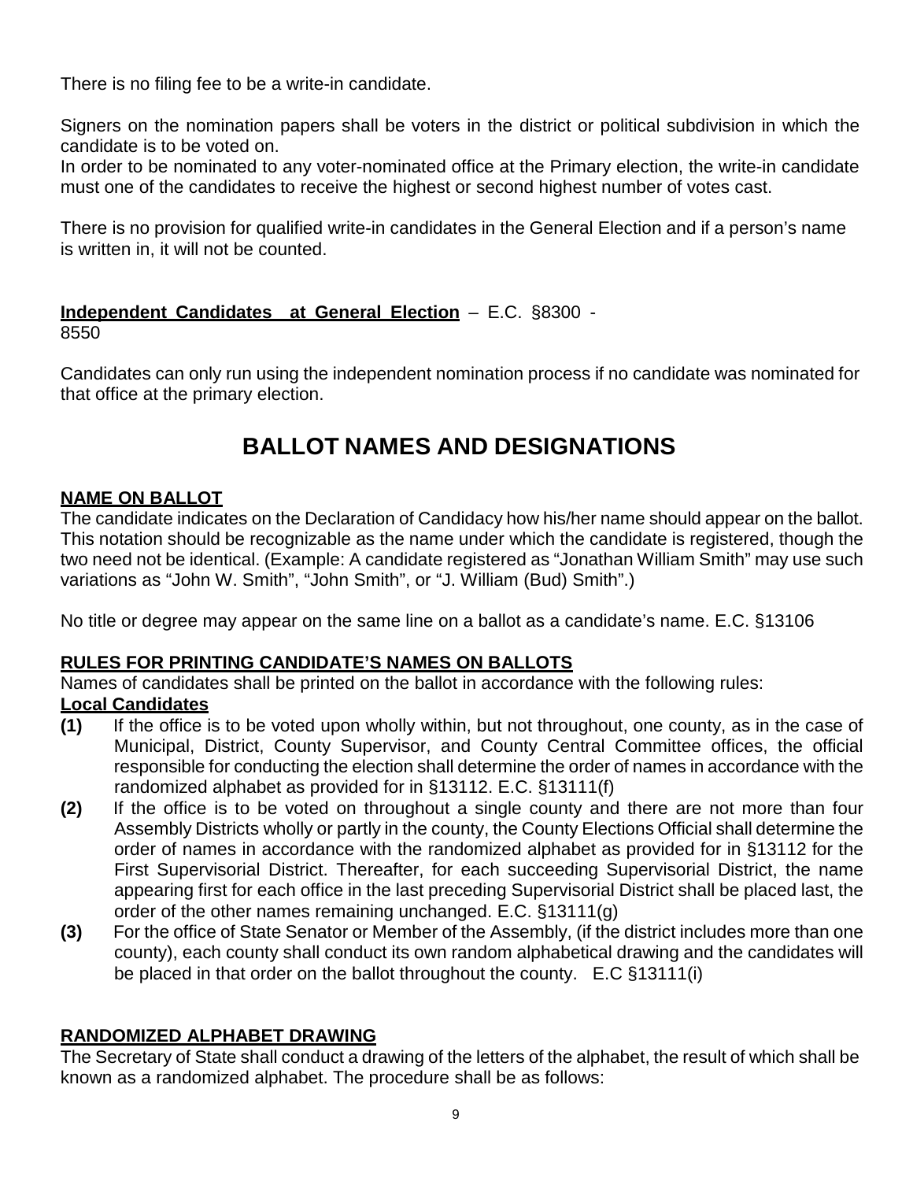There is no filing fee to be a write-in candidate.

Signers on the nomination papers shall be voters in the district or political subdivision in which the candidate is to be voted on.
In order to be nominated to any voter-nominated office at the Primary election, the write-in candidate must one of the candidates to receive the highest or second highest number of votes cast.

There is no provision for qualified write-in candidates in the General Election and if a person's name is written in, it will not be counted.

**Independent Candidates at General Election** – E.C. §8300 - 8550

Candidates can only run using the independent nomination process if no candidate was nominated for that office at the primary election.

# BALLOT NAMES AND DESIGNATIONS

**NAME ON BALLOT**

The candidate indicates on the Declaration of Candidacy how his/her name should appear on the ballot. This notation should be recognizable as the name under which the candidate is registered, though the two need not be identical. (Example: A candidate registered as "Jonathan William Smith" may use such variations as "John W. Smith", "John Smith", or "J. William (Bud) Smith".)

No title or degree may appear on the same line on a ballot as a candidate's name. E.C. §13106

**RULES FOR PRINTING CANDIDATE'S NAMES ON BALLOTS**

Names of candidates shall be printed on the ballot in accordance with the following rules:

**Local Candidates**

**(1)** If the office is to be voted upon wholly within, but not throughout, one county, as in the case of Municipal, District, County Supervisor, and County Central Committee offices, the official responsible for conducting the election shall determine the order of names in accordance with the randomized alphabet as provided for in §13112. E.C. §13111(f)

**(2)** If the office is to be voted on throughout a single county and there are not more than four Assembly Districts wholly or partly in the county, the County Elections Official shall determine the order of names in accordance with the randomized alphabet as provided for in §13112 for the First Supervisorial District. Thereafter, for each succeeding Supervisorial District, the name appearing first for each office in the last preceding Supervisorial District shall be placed last, the order of the other names remaining unchanged. E.C. §13111(g)

**(3)** For the office of State Senator or Member of the Assembly, (if the district includes more than one county), each county shall conduct its own random alphabetical drawing and the candidates will be placed in that order on the ballot throughout the county. E.C §13111(i)

**RANDOMIZED ALPHABET DRAWING**

The Secretary of State shall conduct a drawing of the letters of the alphabet, the result of which shall be known as a randomized alphabet. The procedure shall be as follows: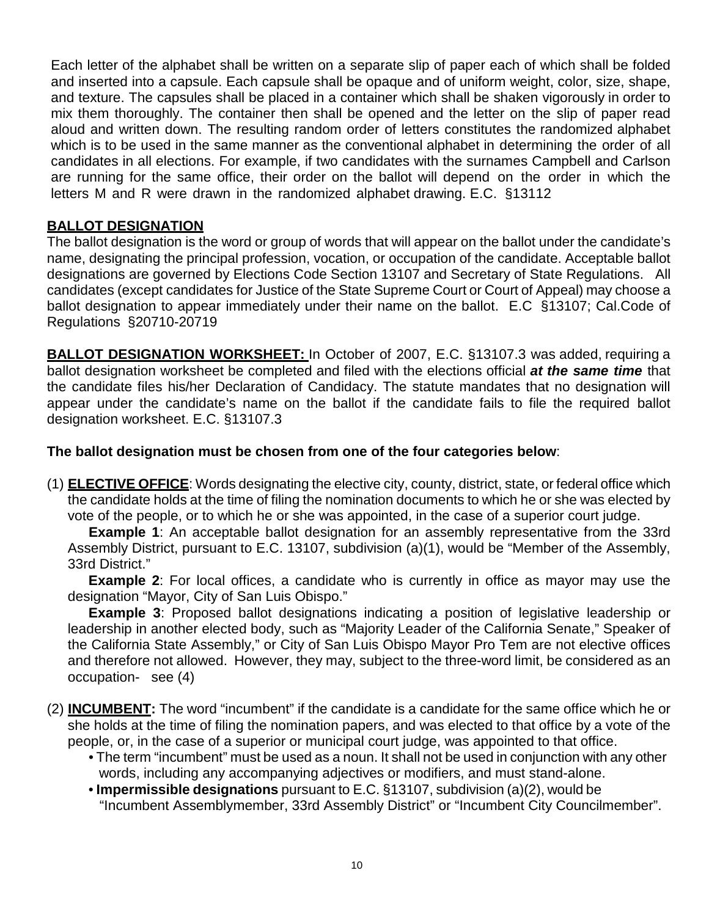Each letter of the alphabet shall be written on a separate slip of paper each of which shall be folded and inserted into a capsule. Each capsule shall be opaque and of uniform weight, color, size, shape, and texture. The capsules shall be placed in a container which shall be shaken vigorously in order to mix them thoroughly. The container then shall be opened and the letter on the slip of paper read aloud and written down. The resulting random order of letters constitutes the randomized alphabet which is to be used in the same manner as the conventional alphabet in determining the order of all candidates in all elections. For example, if two candidates with the surnames Campbell and Carlson are running for the same office, their order on the ballot will depend on the order in which the letters M and R were drawn in the randomized alphabet drawing. E.C. §13112

## BALLOT DESIGNATION

The ballot designation is the word or group of words that will appear on the ballot under the candidate's name, designating the principal profession, vocation, or occupation of the candidate. Acceptable ballot designations are governed by Elections Code Section 13107 and Secretary of State Regulations. All candidates (except candidates for Justice of the State Supreme Court or Court of Appeal) may choose a ballot designation to appear immediately under their name on the ballot. E.C §13107; Cal.Code of Regulations §20710-20719

**BALLOT DESIGNATION WORKSHEET:** In October of 2007, E.C. §13107.3 was added, requiring a ballot designation worksheet be completed and filed with the elections official ***at the same time*** that the candidate files his/her Declaration of Candidacy. The statute mandates that no designation will appear under the candidate's name on the ballot if the candidate fails to file the required ballot designation worksheet. E.C. §13107.3

**The ballot designation must be chosen from one of the four categories below**:

(1) **ELECTIVE OFFICE**: Words designating the elective city, county, district, state, or federal office which the candidate holds at the time of filing the nomination documents to which he or she was elected by vote of the people, or to which he or she was appointed, in the case of a superior court judge.

**Example 1**: An acceptable ballot designation for an assembly representative from the 33rd Assembly District, pursuant to E.C. 13107, subdivision (a)(1), would be "Member of the Assembly, 33rd District."

**Example 2**: For local offices, a candidate who is currently in office as mayor may use the designation "Mayor, City of San Luis Obispo."

**Example 3**: Proposed ballot designations indicating a position of legislative leadership or leadership in another elected body, such as "Majority Leader of the California Senate," Speaker of the California State Assembly," or City of San Luis Obispo Mayor Pro Tem are not elective offices and therefore not allowed. However, they may, subject to the three-word limit, be considered as an occupation- see (4)

(2) **INCUMBENT:** The word "incumbent" if the candidate is a candidate for the same office which he or she holds at the time of filing the nomination papers, and was elected to that office by a vote of the people, or, in the case of a superior or municipal court judge, was appointed to that office.

- The term "incumbent" must be used as a noun. It shall not be used in conjunction with any other words, including any accompanying adjectives or modifiers, and must stand-alone.
- **Impermissible designations** pursuant to E.C. §13107, subdivision (a)(2), would be "Incumbent Assemblymember, 33rd Assembly District" or "Incumbent City Councilmember".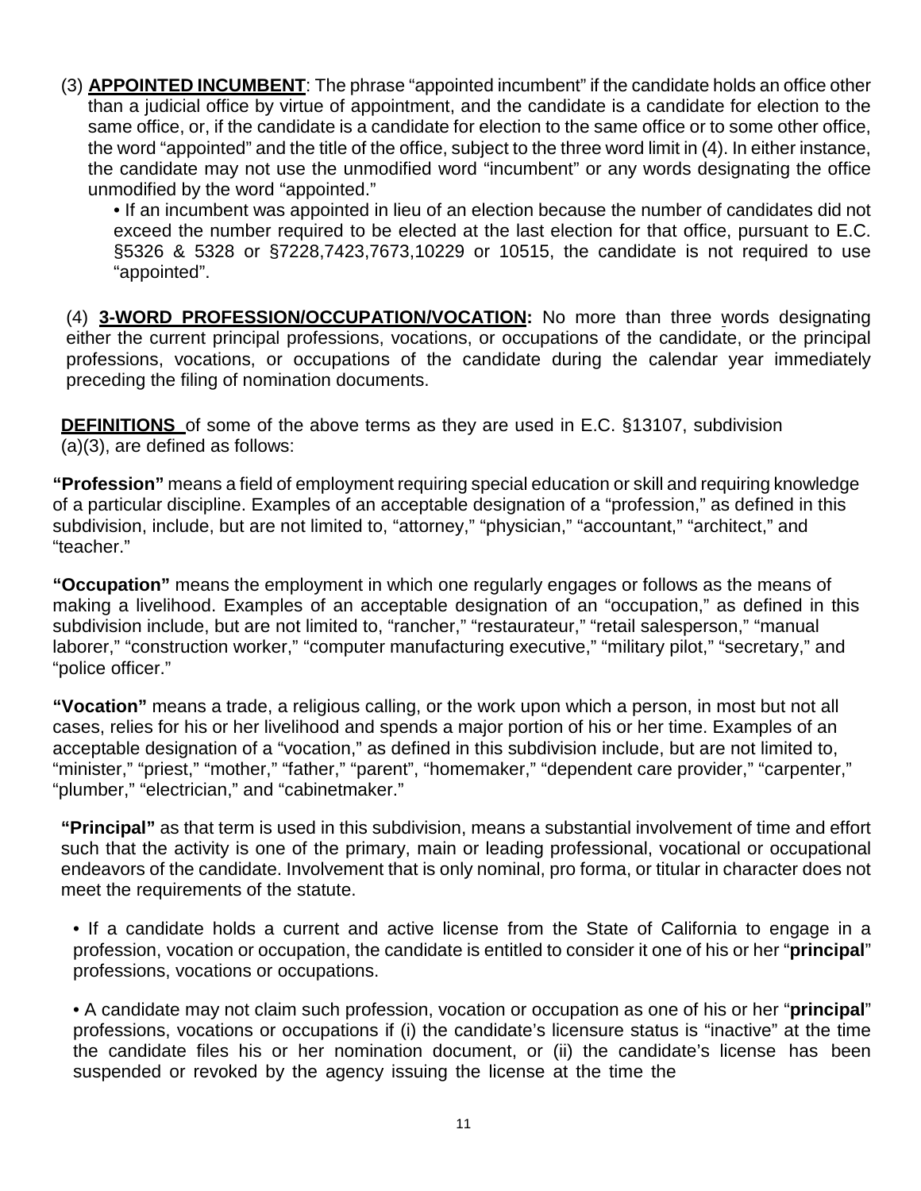(3) **APPOINTED INCUMBENT**: The phrase "appointed incumbent" if the candidate holds an office other than a judicial office by virtue of appointment, and the candidate is a candidate for election to the same office, or, if the candidate is a candidate for election to the same office or to some other office, the word "appointed" and the title of the office, subject to the three word limit in (4). In either instance, the candidate may not use the unmodified word "incumbent" or any words designating the office unmodified by the word "appointed."

- If an incumbent was appointed in lieu of an election because the number of candidates did not exceed the number required to be elected at the last election for that office, pursuant to E.C. §5326 & 5328 or §7228,7423,7673,10229 or 10515, the candidate is not required to use "appointed".

(4) **3-WORD PROFESSION/OCCUPATION/VOCATION:** No more than three words designating either the current principal professions, vocations, or occupations of the candidate, or the principal professions, vocations, or occupations of the candidate during the calendar year immediately preceding the filing of nomination documents.

**DEFINITIONS** of some of the above terms as they are used in E.C. §13107, subdivision (a)(3), are defined as follows:

**"Profession"** means a field of employment requiring special education or skill and requiring knowledge of a particular discipline. Examples of an acceptable designation of a "profession," as defined in this subdivision, include, but are not limited to, "attorney," "physician," "accountant," "architect," and "teacher."

**"Occupation"** means the employment in which one regularly engages or follows as the means of making a livelihood. Examples of an acceptable designation of an "occupation," as defined in this subdivision include, but are not limited to, "rancher," "restaurateur," "retail salesperson," "manual laborer," "construction worker," "computer manufacturing executive," "military pilot," "secretary," and "police officer."

**"Vocation"** means a trade, a religious calling, or the work upon which a person, in most but not all cases, relies for his or her livelihood and spends a major portion of his or her time. Examples of an acceptable designation of a "vocation," as defined in this subdivision include, but are not limited to, "minister," "priest," "mother," "father," "parent", "homemaker," "dependent care provider," "carpenter," "plumber," "electrician," and "cabinetmaker."

**"Principal"** as that term is used in this subdivision, means a substantial involvement of time and effort such that the activity is one of the primary, main or leading professional, vocational or occupational endeavors of the candidate. Involvement that is only nominal, pro forma, or titular in character does not meet the requirements of the statute.

- If a candidate holds a current and active license from the State of California to engage in a profession, vocation or occupation, the candidate is entitled to consider it one of his or her "**principal**" professions, vocations or occupations.

- A candidate may not claim such profession, vocation or occupation as one of his or her "**principal**" professions, vocations or occupations if (i) the candidate's licensure status is "inactive" at the time the candidate files his or her nomination document, or (ii) the candidate's license has been suspended or revoked by the agency issuing the license at the time the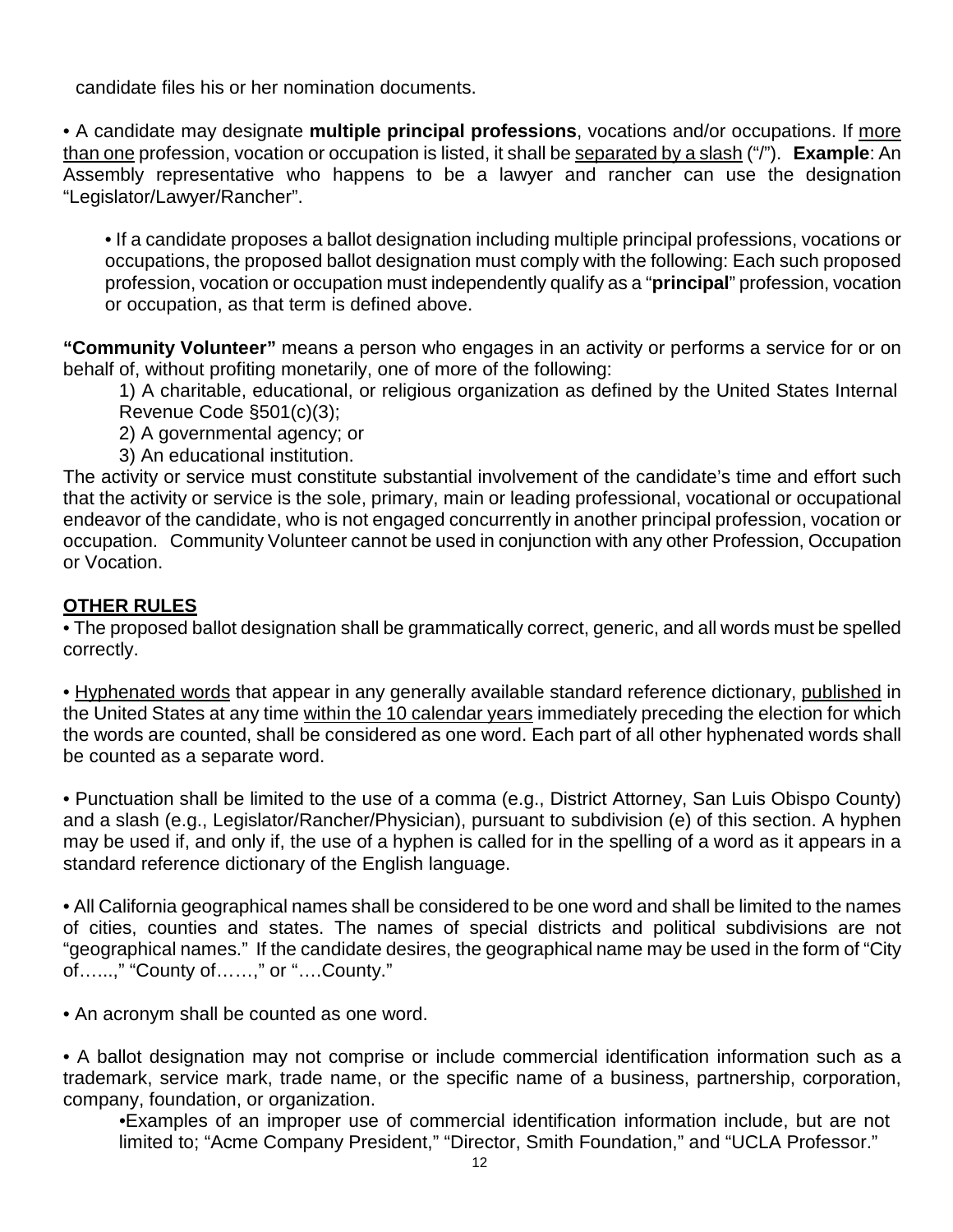candidate files his or her nomination documents.

• A candidate may designate **multiple principal professions**, vocations and/or occupations. If more than one profession, vocation or occupation is listed, it shall be separated by a slash ("/"). **Example**: An Assembly representative who happens to be a lawyer and rancher can use the designation "Legislator/Lawyer/Rancher".

> • If a candidate proposes a ballot designation including multiple principal professions, vocations or occupations, the proposed ballot designation must comply with the following: Each such proposed profession, vocation or occupation must independently qualify as a "**principal**" profession, vocation or occupation, as that term is defined above.

**"Community Volunteer"** means a person who engages in an activity or performs a service for or on behalf of, without profiting monetarily, one of more of the following:

1) A charitable, educational, or religious organization as defined by the United States Internal Revenue Code §501(c)(3);
2) A governmental agency; or
3) An educational institution.

The activity or service must constitute substantial involvement of the candidate's time and effort such that the activity or service is the sole, primary, main or leading professional, vocational or occupational endeavor of the candidate, who is not engaged concurrently in another principal profession, vocation or occupation. Community Volunteer cannot be used in conjunction with any other Profession, Occupation or Vocation.

## OTHER RULES

• The proposed ballot designation shall be grammatically correct, generic, and all words must be spelled correctly.

• Hyphenated words that appear in any generally available standard reference dictionary, published in the United States at any time within the 10 calendar years immediately preceding the election for which the words are counted, shall be considered as one word. Each part of all other hyphenated words shall be counted as a separate word.

• Punctuation shall be limited to the use of a comma (e.g., District Attorney, San Luis Obispo County) and a slash (e.g., Legislator/Rancher/Physician), pursuant to subdivision (e) of this section. A hyphen may be used if, and only if, the use of a hyphen is called for in the spelling of a word as it appears in a standard reference dictionary of the English language.

• All California geographical names shall be considered to be one word and shall be limited to the names of cities, counties and states. The names of special districts and political subdivisions are not "geographical names." If the candidate desires, the geographical name may be used in the form of "City of…...," "County of……," or "….County."

• An acronym shall be counted as one word.

• A ballot designation may not comprise or include commercial identification information such as a trademark, service mark, trade name, or the specific name of a business, partnership, corporation, company, foundation, or organization.

> •Examples of an improper use of commercial identification information include, but are not limited to; "Acme Company President," "Director, Smith Foundation," and "UCLA Professor."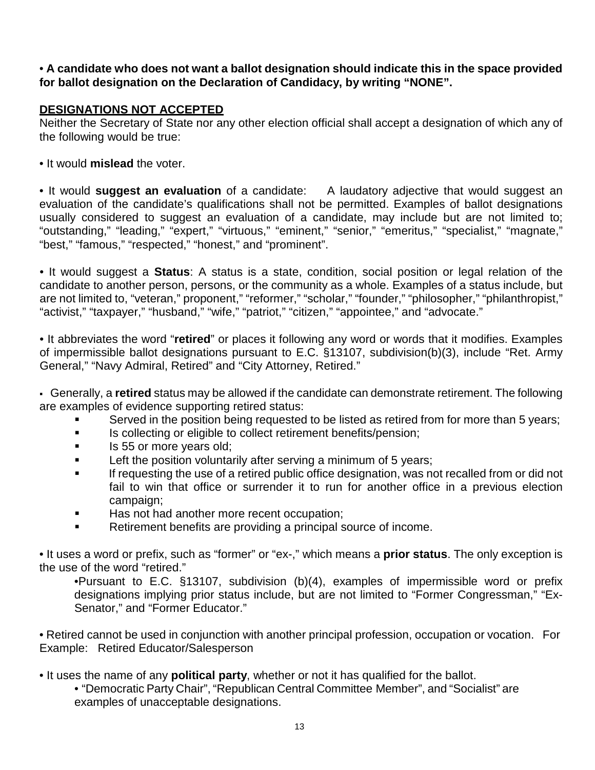**• A candidate who does not want a ballot designation should indicate this in the space provided for ballot designation on the Declaration of Candidacy, by writing "NONE".**

## DESIGNATIONS NOT ACCEPTED

Neither the Secretary of State nor any other election official shall accept a designation of which any of the following would be true:

• It would **mislead** the voter.

• It would **suggest an evaluation** of a candidate: A laudatory adjective that would suggest an evaluation of the candidate's qualifications shall not be permitted. Examples of ballot designations usually considered to suggest an evaluation of a candidate, may include but are not limited to; "outstanding," "leading," "expert," "virtuous," "eminent," "senior," "emeritus," "specialist," "magnate," "best," "famous," "respected," "honest," and "prominent".

• It would suggest a **Status**: A status is a state, condition, social position or legal relation of the candidate to another person, persons, or the community as a whole. Examples of a status include, but are not limited to, "veteran," proponent," "reformer," "scholar," "founder," "philosopher," "philanthropist," "activist," "taxpayer," "husband," "wife," "patriot," "citizen," "appointee," and "advocate."

• It abbreviates the word "**retired**" or places it following any word or words that it modifies. Examples of impermissible ballot designations pursuant to E.C. §13107, subdivision(b)(3), include "Ret. Army General," "Navy Admiral, Retired" and "City Attorney, Retired."

▪ Generally, a **retired** status may be allowed if the candidate can demonstrate retirement. The following are examples of evidence supporting retired status:

- Served in the position being requested to be listed as retired from for more than 5 years;
- Is collecting or eligible to collect retirement benefits/pension;
- Is 55 or more years old;
- Left the position voluntarily after serving a minimum of 5 years;
- If requesting the use of a retired public office designation, was not recalled from or did not fail to win that office or surrender it to run for another office in a previous election campaign;
- Has not had another more recent occupation;
- Retirement benefits are providing a principal source of income.

• It uses a word or prefix, such as "former" or "ex-," which means a **prior status**. The only exception is the use of the word "retired."

> •Pursuant to E.C. §13107, subdivision (b)(4), examples of impermissible word or prefix designations implying prior status include, but are not limited to "Former Congressman," "Ex-Senator," and "Former Educator."

• Retired cannot be used in conjunction with another principal profession, occupation or vocation. For Example: Retired Educator/Salesperson

• It uses the name of any **political party**, whether or not it has qualified for the ballot.

> • "Democratic Party Chair", "Republican Central Committee Member", and "Socialist" are examples of unacceptable designations.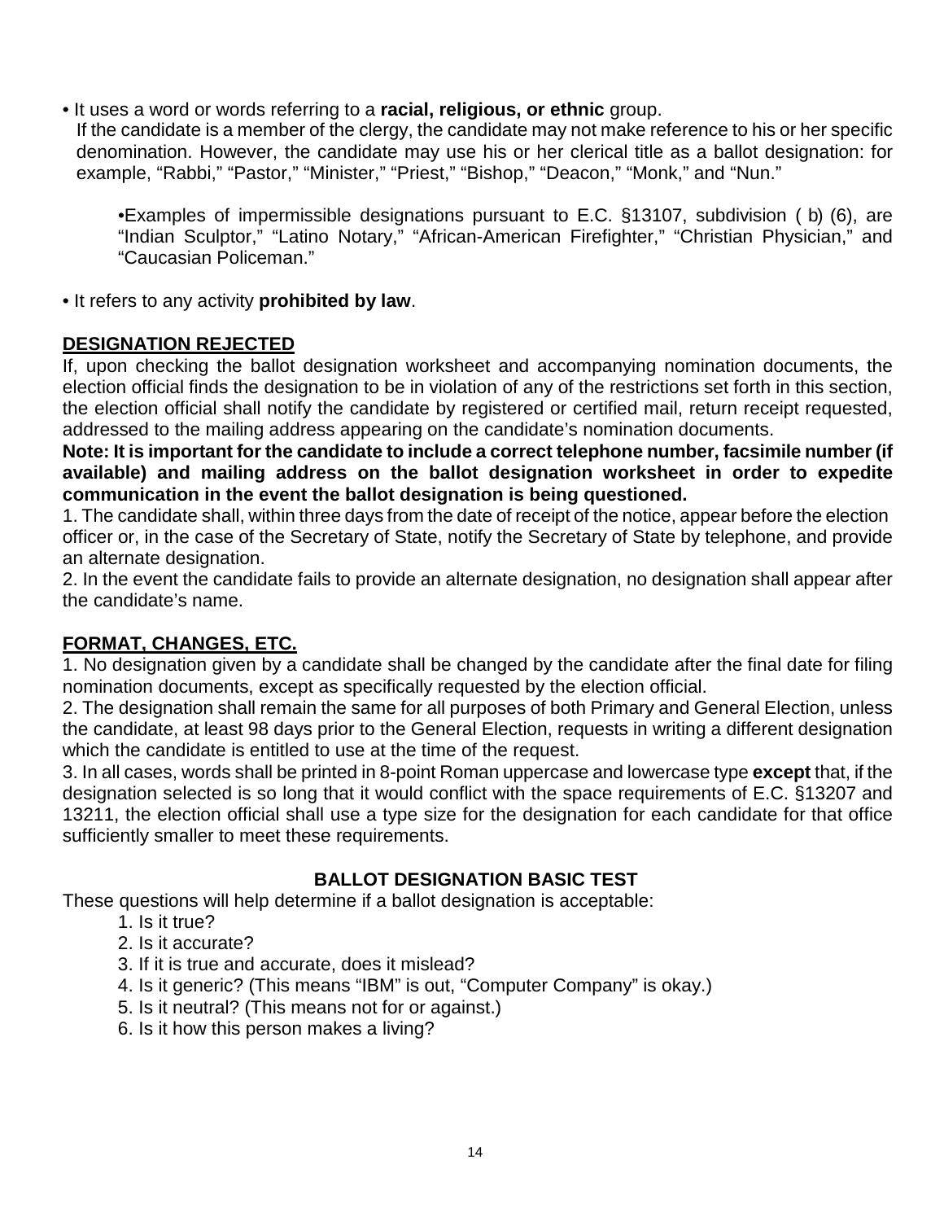- It uses a word or words referring to a **racial, religious, or ethnic** group.

  If the candidate is a member of the clergy, the candidate may not make reference to his or her specific denomination. However, the candidate may use his or her clerical title as a ballot designation: for example, "Rabbi," "Pastor," "Minister," "Priest," "Bishop," "Deacon," "Monk," and "Nun."

  - Examples of impermissible designations pursuant to E.C. §13107, subdivision ( b) (6), are "Indian Sculptor," "Latino Notary," "African-American Firefighter," "Christian Physician," and "Caucasian Policeman."

- It refers to any activity **prohibited by law**.

## DESIGNATION REJECTED

If, upon checking the ballot designation worksheet and accompanying nomination documents, the election official finds the designation to be in violation of any of the restrictions set forth in this section, the election official shall notify the candidate by registered or certified mail, return receipt requested, addressed to the mailing address appearing on the candidate's nomination documents.

**Note: It is important for the candidate to include a correct telephone number, facsimile number (if available) and mailing address on the ballot designation worksheet in order to expedite communication in the event the ballot designation is being questioned.**

1. The candidate shall, within three days from the date of receipt of the notice, appear before the election officer or, in the case of the Secretary of State, notify the Secretary of State by telephone, and provide an alternate designation.
2. In the event the candidate fails to provide an alternate designation, no designation shall appear after the candidate's name.

## FORMAT, CHANGES, ETC.

1. No designation given by a candidate shall be changed by the candidate after the final date for filing nomination documents, except as specifically requested by the election official.
2. The designation shall remain the same for all purposes of both Primary and General Election, unless the candidate, at least 98 days prior to the General Election, requests in writing a different designation which the candidate is entitled to use at the time of the request.
3. In all cases, words shall be printed in 8-point Roman uppercase and lowercase type **except** that, if the designation selected is so long that it would conflict with the space requirements of E.C. §13207 and 13211, the election official shall use a type size for the designation for each candidate for that office sufficiently smaller to meet these requirements.

## BALLOT DESIGNATION BASIC TEST

These questions will help determine if a ballot designation is acceptable:

1. Is it true?
2. Is it accurate?
3. If it is true and accurate, does it mislead?
4. Is it generic? (This means "IBM" is out, "Computer Company" is okay.)
5. Is it neutral? (This means not for or against.)
6. Is it how this person makes a living?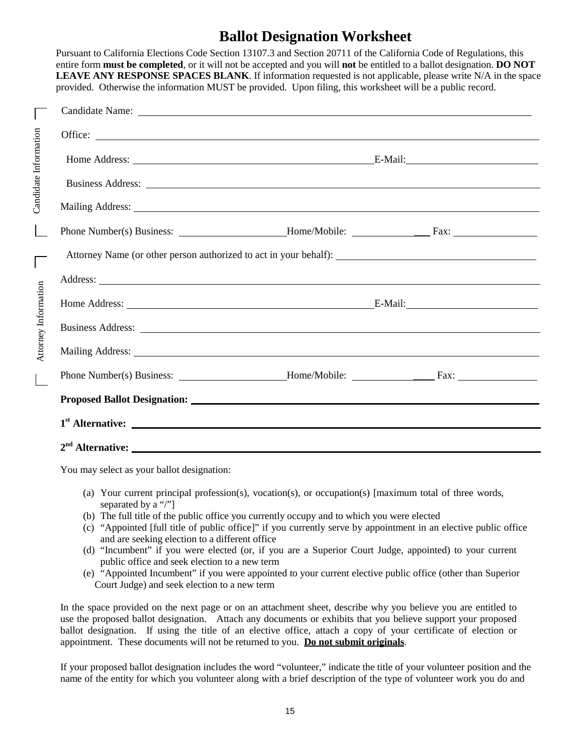# Ballot Designation Worksheet

Pursuant to California Elections Code Section 13107.3 and Section 20711 of the California Code of Regulations, this entire form **must be completed**, or it will not be accepted and you will **not** be entitled to a ballot designation. **DO NOT LEAVE ANY RESPONSE SPACES BLANK**. If information requested is not applicable, please write N/A in the space provided. Otherwise the information MUST be provided. Upon filing, this worksheet will be a public record.

Candidate Information

Candidate Name: ______________________________

Office: ______________________________

Home Address: ______________________________ E-Mail: ______________________________

Business Address: ______________________________

Mailing Address: ______________________________

Phone Number(s) Business: ______________ Home/Mobile: ______________ Fax: ______________

Attorney Information

Attorney Name (or other person authorized to act in your behalf): ______________________________

Address: ______________________________

Home Address: ______________________________ E-Mail: ______________________________

Business Address: ______________________________

Mailing Address: ______________________________

Phone Number(s) Business: ______________ Home/Mobile: ______________ Fax: ______________

**Proposed Ballot Designation:** ______________________________

**1st Alternative:** ______________________________

**2nd Alternative:** ______________________________

You may select as your ballot designation:

(a) Your current principal profession(s), vocation(s), or occupation(s) [maximum total of three words, separated by a "/"]
(b) The full title of the public office you currently occupy and to which you were elected
(c) "Appointed [full title of public office]" if you currently serve by appointment in an elective public office and are seeking election to a different office
(d) "Incumbent" if you were elected (or, if you are a Superior Court Judge, appointed) to your current public office and seek election to a new term
(e) "Appointed Incumbent" if you were appointed to your current elective public office (other than Superior Court Judge) and seek election to a new term

In the space provided on the next page or on an attachment sheet, describe why you believe you are entitled to use the proposed ballot designation. Attach any documents or exhibits that you believe support your proposed ballot designation. If using the title of an elective office, attach a copy of your certificate of election or appointment. These documents will not be returned to you. **<u>Do not submit originals</u>**.

If your proposed ballot designation includes the word "volunteer," indicate the title of your volunteer position and the name of the entity for which you volunteer along with a brief description of the type of volunteer work you do and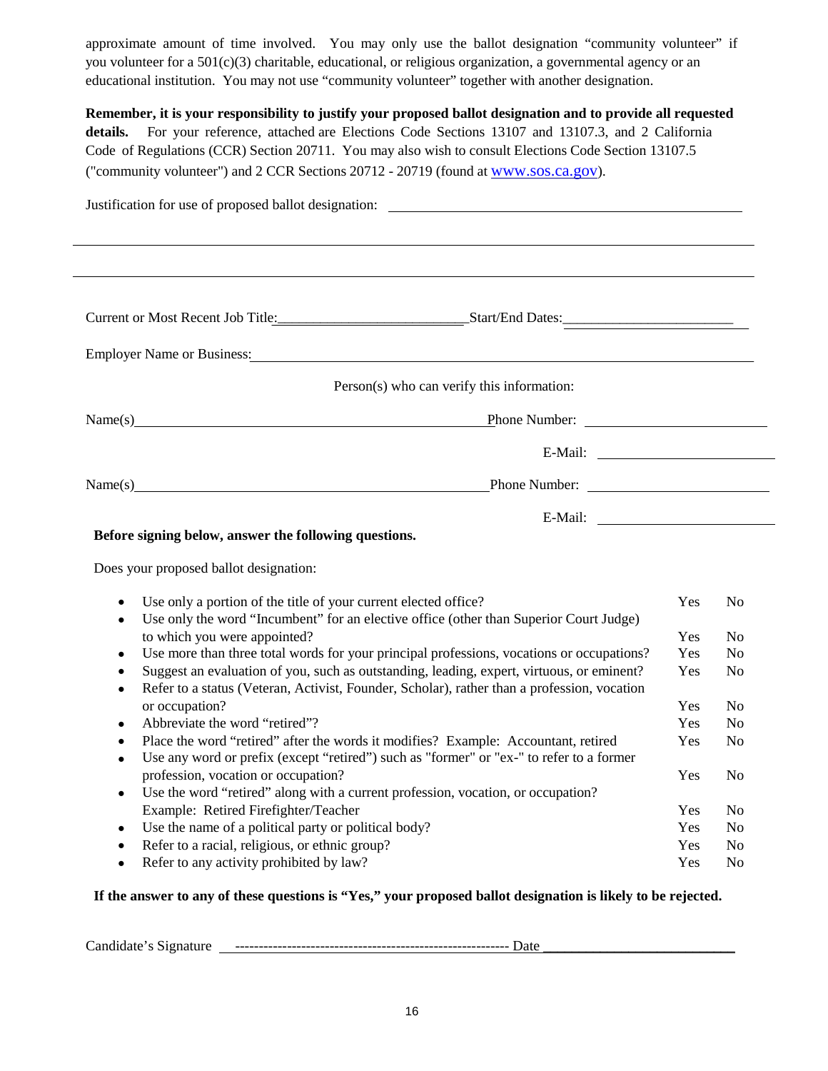approximate amount of time involved. You may only use the ballot designation "community volunteer" if you volunteer for a 501(c)(3) charitable, educational, or religious organization, a governmental agency or an educational institution. You may not use "community volunteer" together with another designation.

**Remember, it is your responsibility to justify your proposed ballot designation and to provide all requested details.** For your reference, attached are Elections Code Sections 13107 and 13107.3, and 2 California Code of Regulations (CCR) Section 20711. You may also wish to consult Elections Code Section 13107.5 ("community volunteer") and 2 CCR Sections 20712 - 20719 (found at www.sos.ca.gov).

Justification for use of proposed ballot designation: ______________________________

______________________________________________________________________________

______________________________________________________________________________

Current or Most Recent Job Title:__________________________ Start/End Dates:________________________

Employer Name or Business: ______________________________________________________________

Person(s) who can verify this information:

Name(s) ________________________________________ Phone Number: ________________________

E-Mail: ________________________

Name(s) ________________________________________ Phone Number: ________________________

E-Mail: ________________________

**Before signing below, answer the following questions.**

Does your proposed ballot designation:

| | | |
|---|---|---|
| • Use only a portion of the title of your current elected office? | Yes | No |
| • Use only the word "Incumbent" for an elective office (other than Superior Court Judge) to which you were appointed? | Yes | No |
| • Use more than three total words for your principal professions, vocations or occupations? | Yes | No |
| • Suggest an evaluation of you, such as outstanding, leading, expert, virtuous, or eminent? | Yes | No |
| • Refer to a status (Veteran, Activist, Founder, Scholar), rather than a profession, vocation or occupation? | Yes | No |
| • Abbreviate the word "retired"? | Yes | No |
| • Place the word "retired" after the words it modifies? Example: Accountant, retired | Yes | No |
| • Use any word or prefix (except "retired") such as "former" or "ex-" to refer to a former profession, vocation or occupation? | Yes | No |
| • Use the word "retired" along with a current profession, vocation, or occupation? Example: Retired Firefighter/Teacher | Yes | No |
| • Use the name of a political party or political body? | Yes | No |
| • Refer to a racial, religious, or ethnic group? | Yes | No |
| • Refer to any activity prohibited by law? | Yes | No |

**If the answer to any of these questions is "Yes," your proposed ballot designation is likely to be rejected.**

Candidate's Signature ________________________________ Date ________________________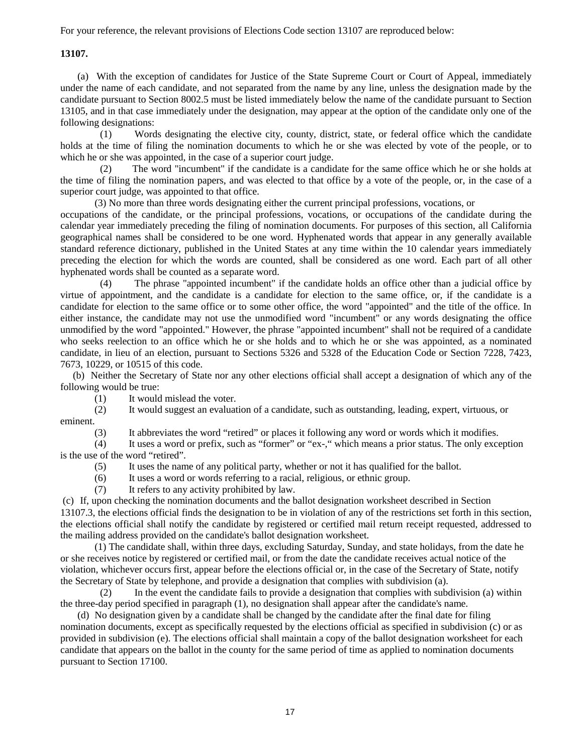For your reference, the relevant provisions of Elections Code section 13107 are reproduced below:

**13107.**

(a) With the exception of candidates for Justice of the State Supreme Court or Court of Appeal, immediately under the name of each candidate, and not separated from the name by any line, unless the designation made by the candidate pursuant to Section 8002.5 must be listed immediately below the name of the candidate pursuant to Section 13105, and in that case immediately under the designation, may appear at the option of the candidate only one of the following designations:

(1) Words designating the elective city, county, district, state, or federal office which the candidate holds at the time of filing the nomination documents to which he or she was elected by vote of the people, or to which he or she was appointed, in the case of a superior court judge.

(2) The word "incumbent" if the candidate is a candidate for the same office which he or she holds at the time of filing the nomination papers, and was elected to that office by a vote of the people, or, in the case of a superior court judge, was appointed to that office.

(3) No more than three words designating either the current principal professions, vocations, or occupations of the candidate, or the principal professions, vocations, or occupations of the candidate during the calendar year immediately preceding the filing of nomination documents. For purposes of this section, all California geographical names shall be considered to be one word. Hyphenated words that appear in any generally available standard reference dictionary, published in the United States at any time within the 10 calendar years immediately preceding the election for which the words are counted, shall be considered as one word. Each part of all other hyphenated words shall be counted as a separate word.

(4) The phrase "appointed incumbent" if the candidate holds an office other than a judicial office by virtue of appointment, and the candidate is a candidate for election to the same office, or, if the candidate is a candidate for election to the same office or to some other office, the word "appointed" and the title of the office. In either instance, the candidate may not use the unmodified word "incumbent" or any words designating the office unmodified by the word "appointed." However, the phrase "appointed incumbent" shall not be required of a candidate who seeks reelection to an office which he or she holds and to which he or she was appointed, as a nominated candidate, in lieu of an election, pursuant to Sections 5326 and 5328 of the Education Code or Section 7228, 7423, 7673, 10229, or 10515 of this code.

(b) Neither the Secretary of State nor any other elections official shall accept a designation of which any of the following would be true:

(1) It would mislead the voter.

(2) It would suggest an evaluation of a candidate, such as outstanding, leading, expert, virtuous, or eminent.

(3) It abbreviates the word "retired" or places it following any word or words which it modifies.

(4) It uses a word or prefix, such as "former" or "ex-," which means a prior status. The only exception is the use of the word "retired".

(5) It uses the name of any political party, whether or not it has qualified for the ballot.

(6) It uses a word or words referring to a racial, religious, or ethnic group.

(7) It refers to any activity prohibited by law.

(c) If, upon checking the nomination documents and the ballot designation worksheet described in Section 13107.3, the elections official finds the designation to be in violation of any of the restrictions set forth in this section, the elections official shall notify the candidate by registered or certified mail return receipt requested, addressed to the mailing address provided on the candidate's ballot designation worksheet.

(1) The candidate shall, within three days, excluding Saturday, Sunday, and state holidays, from the date he or she receives notice by registered or certified mail, or from the date the candidate receives actual notice of the violation, whichever occurs first, appear before the elections official or, in the case of the Secretary of State, notify the Secretary of State by telephone, and provide a designation that complies with subdivision (a).

(2) In the event the candidate fails to provide a designation that complies with subdivision (a) within the three-day period specified in paragraph (1), no designation shall appear after the candidate's name.

(d) No designation given by a candidate shall be changed by the candidate after the final date for filing nomination documents, except as specifically requested by the elections official as specified in subdivision (c) or as provided in subdivision (e). The elections official shall maintain a copy of the ballot designation worksheet for each candidate that appears on the ballot in the county for the same period of time as applied to nomination documents pursuant to Section 17100.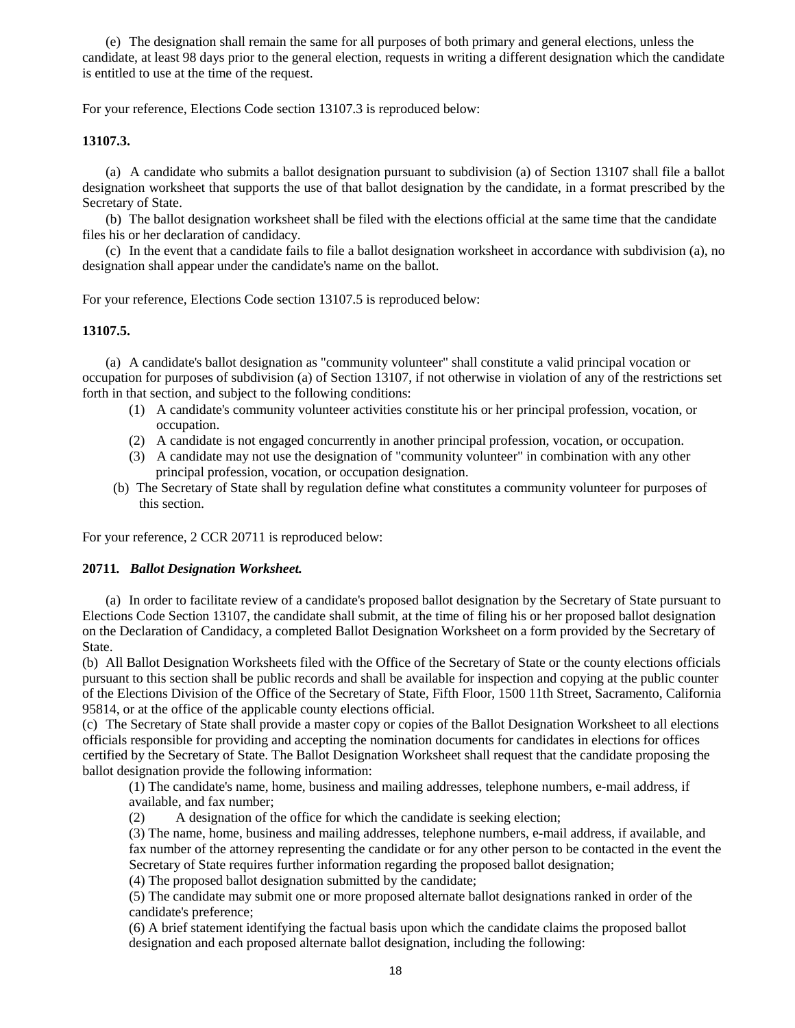(e) The designation shall remain the same for all purposes of both primary and general elections, unless the candidate, at least 98 days prior to the general election, requests in writing a different designation which the candidate is entitled to use at the time of the request.

For your reference, Elections Code section 13107.3 is reproduced below:

**13107.3.**

(a) A candidate who submits a ballot designation pursuant to subdivision (a) of Section 13107 shall file a ballot designation worksheet that supports the use of that ballot designation by the candidate, in a format prescribed by the Secretary of State.

(b) The ballot designation worksheet shall be filed with the elections official at the same time that the candidate files his or her declaration of candidacy.

(c) In the event that a candidate fails to file a ballot designation worksheet in accordance with subdivision (a), no designation shall appear under the candidate's name on the ballot.

For your reference, Elections Code section 13107.5 is reproduced below:

**13107.5.**

(a) A candidate's ballot designation as "community volunteer" shall constitute a valid principal vocation or occupation for purposes of subdivision (a) of Section 13107, if not otherwise in violation of any of the restrictions set forth in that section, and subject to the following conditions:

(1) A candidate's community volunteer activities constitute his or her principal profession, vocation, or occupation.

(2) A candidate is not engaged concurrently in another principal profession, vocation, or occupation.

(3) A candidate may not use the designation of "community volunteer" in combination with any other principal profession, vocation, or occupation designation.

(b) The Secretary of State shall by regulation define what constitutes a community volunteer for purposes of this section.

For your reference, 2 CCR 20711 is reproduced below:

**20711. *Ballot Designation Worksheet.***

(a) In order to facilitate review of a candidate's proposed ballot designation by the Secretary of State pursuant to Elections Code Section 13107, the candidate shall submit, at the time of filing his or her proposed ballot designation on the Declaration of Candidacy, a completed Ballot Designation Worksheet on a form provided by the Secretary of State.

(b) All Ballot Designation Worksheets filed with the Office of the Secretary of State or the county elections officials pursuant to this section shall be public records and shall be available for inspection and copying at the public counter of the Elections Division of the Office of the Secretary of State, Fifth Floor, 1500 11th Street, Sacramento, California 95814, or at the office of the applicable county elections official.

(c) The Secretary of State shall provide a master copy or copies of the Ballot Designation Worksheet to all elections officials responsible for providing and accepting the nomination documents for candidates in elections for offices certified by the Secretary of State. The Ballot Designation Worksheet shall request that the candidate proposing the ballot designation provide the following information:

(1) The candidate's name, home, business and mailing addresses, telephone numbers, e-mail address, if available, and fax number;

(2) A designation of the office for which the candidate is seeking election;

(3) The name, home, business and mailing addresses, telephone numbers, e-mail address, if available, and fax number of the attorney representing the candidate or for any other person to be contacted in the event the Secretary of State requires further information regarding the proposed ballot designation;

(4) The proposed ballot designation submitted by the candidate;

(5) The candidate may submit one or more proposed alternate ballot designations ranked in order of the candidate's preference;

(6) A brief statement identifying the factual basis upon which the candidate claims the proposed ballot designation and each proposed alternate ballot designation, including the following: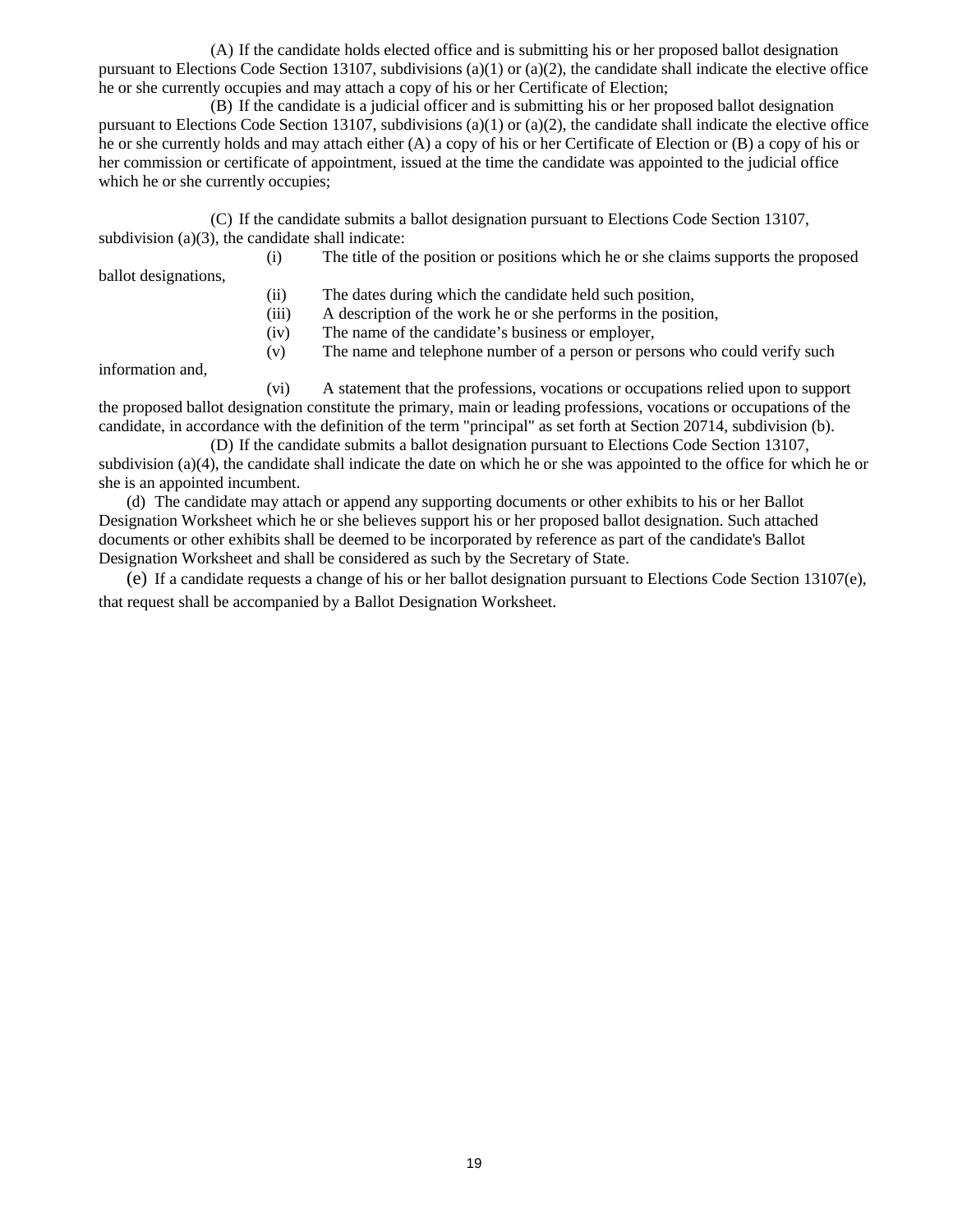(A) If the candidate holds elected office and is submitting his or her proposed ballot designation pursuant to Elections Code Section 13107, subdivisions (a)(1) or (a)(2), the candidate shall indicate the elective office he or she currently occupies and may attach a copy of his or her Certificate of Election;

(B) If the candidate is a judicial officer and is submitting his or her proposed ballot designation pursuant to Elections Code Section 13107, subdivisions (a)(1) or (a)(2), the candidate shall indicate the elective office he or she currently holds and may attach either (A) a copy of his or her Certificate of Election or (B) a copy of his or her commission or certificate of appointment, issued at the time the candidate was appointed to the judicial office which he or she currently occupies;

(C) If the candidate submits a ballot designation pursuant to Elections Code Section 13107, subdivision (a)(3), the candidate shall indicate:

(i) The title of the position or positions which he or she claims supports the proposed ballot designations,

(ii) The dates during which the candidate held such position,

(iii) A description of the work he or she performs in the position,

(iv) The name of the candidate's business or employer,

(v) The name and telephone number of a person or persons who could verify such information and,

(vi) A statement that the professions, vocations or occupations relied upon to support the proposed ballot designation constitute the primary, main or leading professions, vocations or occupations of the candidate, in accordance with the definition of the term "principal" as set forth at Section 20714, subdivision (b).

(D) If the candidate submits a ballot designation pursuant to Elections Code Section 13107, subdivision (a)(4), the candidate shall indicate the date on which he or she was appointed to the office for which he or she is an appointed incumbent.

(d) The candidate may attach or append any supporting documents or other exhibits to his or her Ballot Designation Worksheet which he or she believes support his or her proposed ballot designation. Such attached documents or other exhibits shall be deemed to be incorporated by reference as part of the candidate's Ballot Designation Worksheet and shall be considered as such by the Secretary of State.

(e) If a candidate requests a change of his or her ballot designation pursuant to Elections Code Section 13107(e), that request shall be accompanied by a Ballot Designation Worksheet.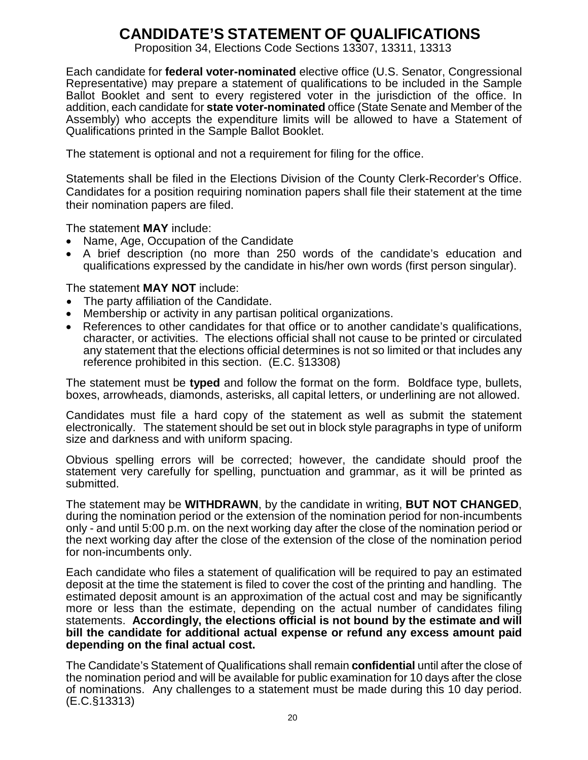# CANDIDATE'S STATEMENT OF QUALIFICATIONS

Proposition 34, Elections Code Sections 13307, 13311, 13313

Each candidate for **federal voter-nominated** elective office (U.S. Senator, Congressional Representative) may prepare a statement of qualifications to be included in the Sample Ballot Booklet and sent to every registered voter in the jurisdiction of the office. In addition, each candidate for **state voter-nominated** office (State Senate and Member of the Assembly) who accepts the expenditure limits will be allowed to have a Statement of Qualifications printed in the Sample Ballot Booklet.

The statement is optional and not a requirement for filing for the office.

Statements shall be filed in the Elections Division of the County Clerk-Recorder's Office. Candidates for a position requiring nomination papers shall file their statement at the time their nomination papers are filed.

The statement **MAY** include:

- Name, Age, Occupation of the Candidate
- A brief description (no more than 250 words of the candidate's education and qualifications expressed by the candidate in his/her own words (first person singular).

The statement **MAY NOT** include:

- The party affiliation of the Candidate.
- Membership or activity in any partisan political organizations.
- References to other candidates for that office or to another candidate's qualifications, character, or activities. The elections official shall not cause to be printed or circulated any statement that the elections official determines is not so limited or that includes any reference prohibited in this section. (E.C. §13308)

The statement must be **typed** and follow the format on the form. Boldface type, bullets, boxes, arrowheads, diamonds, asterisks, all capital letters, or underlining are not allowed.

Candidates must file a hard copy of the statement as well as submit the statement electronically. The statement should be set out in block style paragraphs in type of uniform size and darkness and with uniform spacing.

Obvious spelling errors will be corrected; however, the candidate should proof the statement very carefully for spelling, punctuation and grammar, as it will be printed as submitted.

The statement may be **WITHDRAWN**, by the candidate in writing, **BUT NOT CHANGED**, during the nomination period or the extension of the nomination period for non-incumbents only - and until 5:00 p.m. on the next working day after the close of the nomination period or the next working day after the close of the extension of the close of the nomination period for non-incumbents only.

Each candidate who files a statement of qualification will be required to pay an estimated deposit at the time the statement is filed to cover the cost of the printing and handling. The estimated deposit amount is an approximation of the actual cost and may be significantly more or less than the estimate, depending on the actual number of candidates filing statements. **Accordingly, the elections official is not bound by the estimate and will bill the candidate for additional actual expense or refund any excess amount paid depending on the final actual cost.**

The Candidate's Statement of Qualifications shall remain **confidential** until after the close of the nomination period and will be available for public examination for 10 days after the close of nominations. Any challenges to a statement must be made during this 10 day period. (E.C.§13313)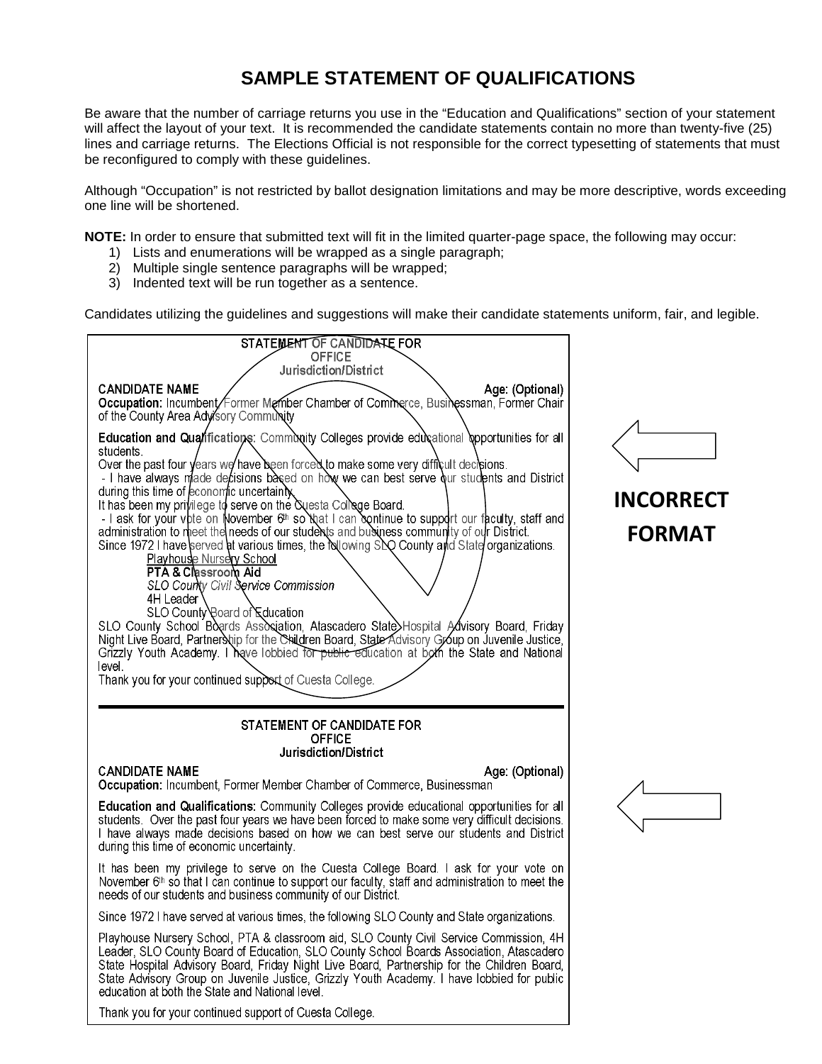# SAMPLE STATEMENT OF QUALIFICATIONS

Be aware that the number of carriage returns you use in the "Education and Qualifications" section of your statement will affect the layout of your text. It is recommended the candidate statements contain no more than twenty-five (25) lines and carriage returns. The Elections Official is not responsible for the correct typesetting of statements that must be reconfigured to comply with these guidelines.

Although "Occupation" is not restricted by ballot designation limitations and may be more descriptive, words exceeding one line will be shortened.

**NOTE:** In order to ensure that submitted text will fit in the limited quarter-page space, the following may occur:

1) Lists and enumerations will be wrapped as a single paragraph;
2) Multiple single sentence paragraphs will be wrapped;
3) Indented text will be run together as a sentence.

Candidates utilizing the guidelines and suggestions will make their candidate statements uniform, fair, and legible.

STATEMENT OF CANDIDATE FOR
OFFICE
Jurisdiction/District

CANDIDATE NAME Age: (Optional)

**Occupation:** Incumbent, Former Member Chamber of Commerce, Businessman, Former Chair of the County Area Advisory Community

**Education and Qualifications:** Community Colleges provide educational opportunities for all students.
Over the past four years we have been forced to make some very difficult decisions.
- I have always made decisions based on how we can best serve our students and District during this time of economic uncertainty.
It has been my privilege to serve on the Cuesta College Board.
- I ask for your vote on November 6th so that I can continue to support our faculty, staff and administration to meet the needs of our students and business community of our District.
Since 1972 I have served at various times, the following SLO County and State organizations.

Playhouse Nursery School
**PTA & Classroom Aid**
*SLO County Civil Service Commission*
4H Leader
SLO County Board of Education

SLO County School Boards Association, Atascadero State Hospital Advisory Board, Friday Night Live Board, Partnership for the Children Board, State Advisory Group on Juvenile Justice, Grizzly Youth Academy. I have lobbied for public education at both the State and National level.
Thank you for your continued support of Cuesta College.

**INCORRECT FORMAT**

STATEMENT OF CANDIDATE FOR
OFFICE
Jurisdiction/District

CANDIDATE NAME Age: (Optional)

**Occupation:** Incumbent, Former Member Chamber of Commerce, Businessman

**Education and Qualifications:** Community Colleges provide educational opportunities for all students. Over the past four years we have been forced to make some very difficult decisions. I have always made decisions based on how we can best serve our students and District during this time of economic uncertainty.

It has been my privilege to serve on the Cuesta College Board. I ask for your vote on November 6th so that I can continue to support our faculty, staff and administration to meet the needs of our students and business community of our District.

Since 1972 I have served at various times, the following SLO County and State organizations.

Playhouse Nursery School, PTA & classroom aid, SLO County Civil Service Commission, 4H Leader, SLO County Board of Education, SLO County School Boards Association, Atascadero State Hospital Advisory Board, Friday Night Live Board, Partnership for the Children Board, State Advisory Group on Juvenile Justice, Grizzly Youth Academy. I have lobbied for public education at both the State and National level.

Thank you for your continued support of Cuesta College.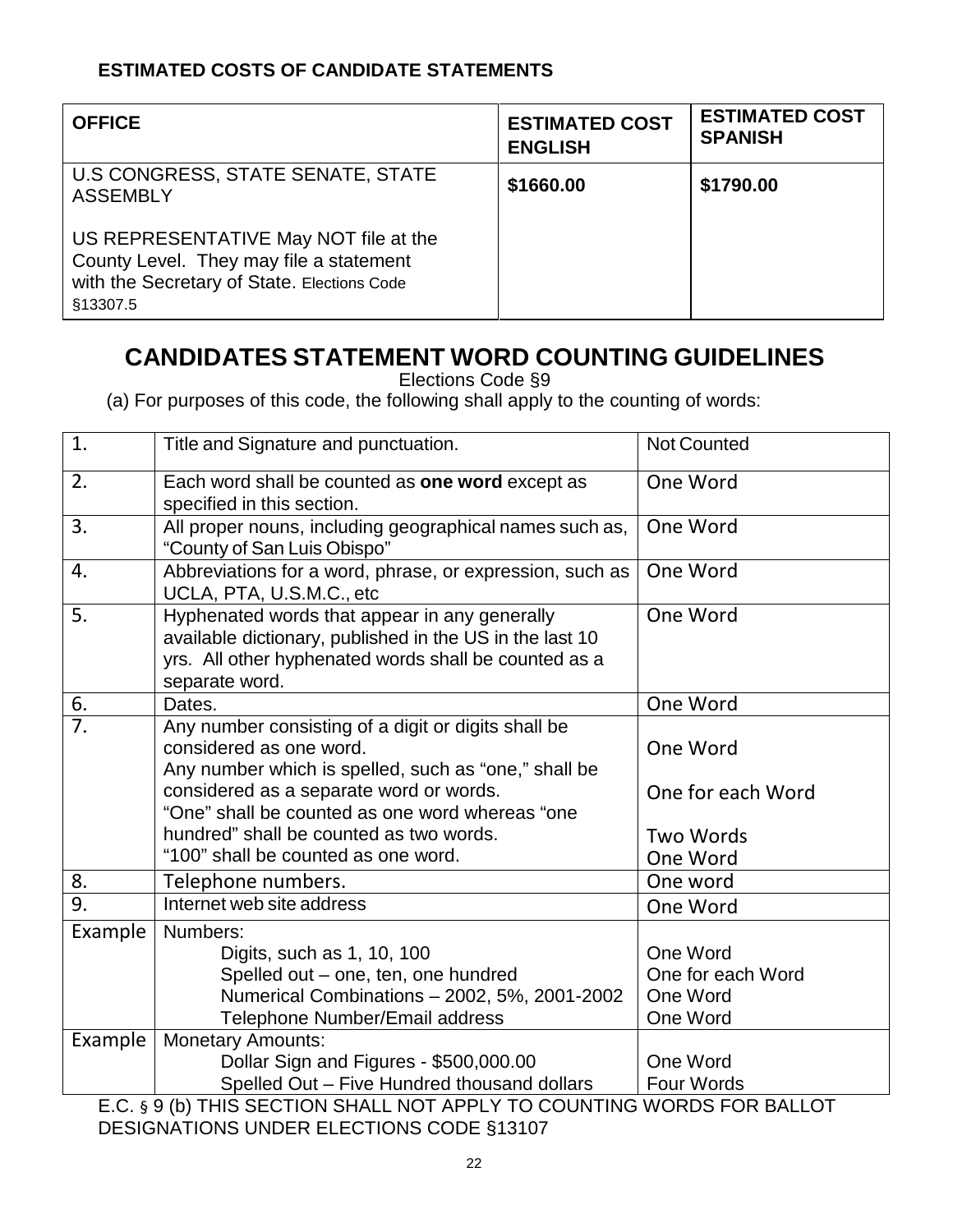**ESTIMATED COSTS OF CANDIDATE STATEMENTS**

| OFFICE | ESTIMATED COST ENGLISH | ESTIMATED COST SPANISH |
|---|---|---|
| U.S CONGRESS, STATE SENATE, STATE ASSEMBLY<br><br>US REPRESENTATIVE May NOT file at the County Level. They may file a statement with the Secretary of State. Elections Code §13307.5 | **$1660.00** | **$1790.00** |

# CANDIDATES STATEMENT WORD COUNTING GUIDELINES

Elections Code §9

(a) For purposes of this code, the following shall apply to the counting of words:

| | | |
|---|---|---|
| 1. | Title and Signature and punctuation. | Not Counted |
| 2. | Each word shall be counted as **one word** except as specified in this section. | One Word |
| 3. | All proper nouns, including geographical names such as, "County of San Luis Obispo" | One Word |
| 4. | Abbreviations for a word, phrase, or expression, such as UCLA, PTA, U.S.M.C., etc | One Word |
| 5. | Hyphenated words that appear in any generally available dictionary, published in the US in the last 10 yrs. All other hyphenated words shall be counted as a separate word. | One Word |
| 6. | Dates. | One Word |
| 7. | Any number consisting of a digit or digits shall be considered as one word.<br>Any number which is spelled, such as "one," shall be considered as a separate word or words.<br>"One" shall be counted as one word whereas "one hundred" shall be counted as two words.<br>"100" shall be counted as one word. | One Word<br><br>One for each Word<br><br>Two Words<br>One Word |
| 8. | Telephone numbers. | One word |
| 9. | Internet web site address | One Word |
| Example | Numbers:<br>Digits, such as 1, 10, 100<br>Spelled out – one, ten, one hundred<br>Numerical Combinations – 2002, 5%, 2001-2002<br>Telephone Number/Email address | <br>One Word<br>One for each Word<br>One Word<br>One Word |
| Example | Monetary Amounts:<br>Dollar Sign and Figures - $500,000.00<br>Spelled Out – Five Hundred thousand dollars | <br>One Word<br>Four Words |

E.C. § 9 (b) THIS SECTION SHALL NOT APPLY TO COUNTING WORDS FOR BALLOT DESIGNATIONS UNDER ELECTIONS CODE §13107